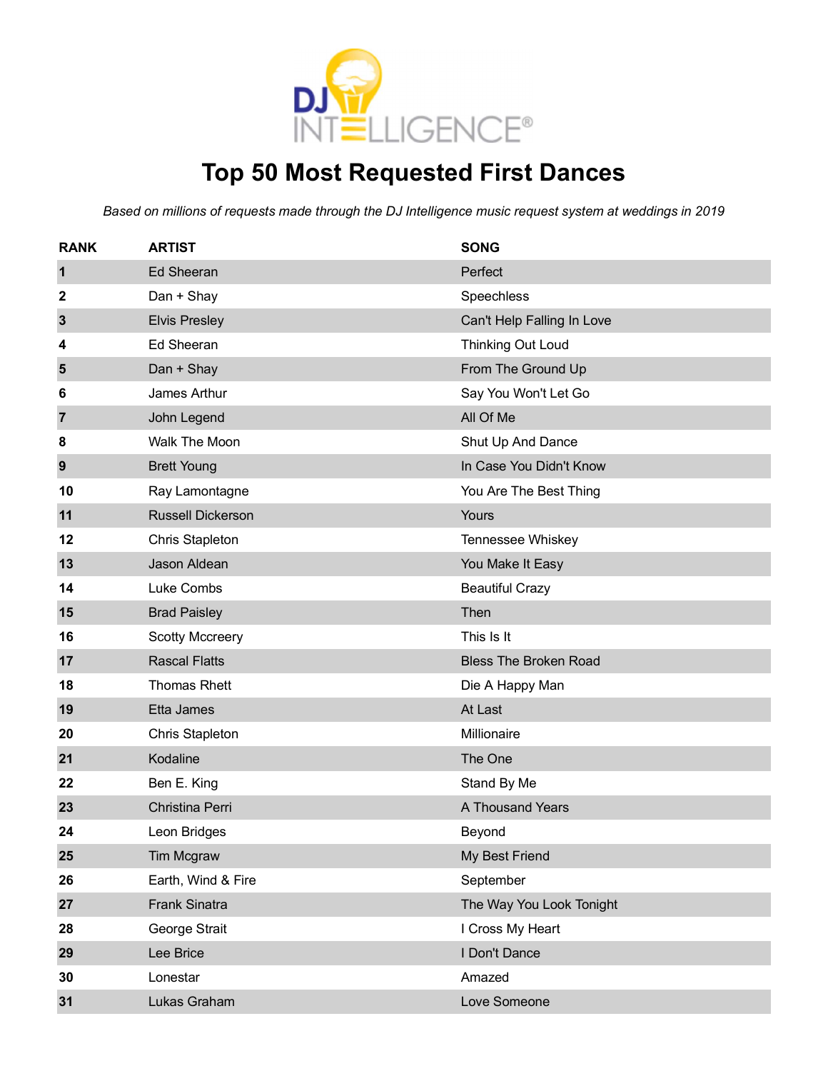DJ INTELLIGENCE®

# Top 50 Most Requested First Dances

*Based on millions of requests made through the DJ Intelligence music request system at weddings in 2019*

| RANK | ARTIST | SONG |
| --- | --- | --- |
| 1 | Ed Sheeran | Perfect |
| 2 | Dan + Shay | Speechless |
| 3 | Elvis Presley | Can't Help Falling In Love |
| 4 | Ed Sheeran | Thinking Out Loud |
| 5 | Dan + Shay | From The Ground Up |
| 6 | James Arthur | Say You Won't Let Go |
| 7 | John Legend | All Of Me |
| 8 | Walk The Moon | Shut Up And Dance |
| 9 | Brett Young | In Case You Didn't Know |
| 10 | Ray Lamontagne | You Are The Best Thing |
| 11 | Russell Dickerson | Yours |
| 12 | Chris Stapleton | Tennessee Whiskey |
| 13 | Jason Aldean | You Make It Easy |
| 14 | Luke Combs | Beautiful Crazy |
| 15 | Brad Paisley | Then |
| 16 | Scotty Mccreery | This Is It |
| 17 | Rascal Flatts | Bless The Broken Road |
| 18 | Thomas Rhett | Die A Happy Man |
| 19 | Etta James | At Last |
| 20 | Chris Stapleton | Millionaire |
| 21 | Kodaline | The One |
| 22 | Ben E. King | Stand By Me |
| 23 | Christina Perri | A Thousand Years |
| 24 | Leon Bridges | Beyond |
| 25 | Tim Mcgraw | My Best Friend |
| 26 | Earth, Wind & Fire | September |
| 27 | Frank Sinatra | The Way You Look Tonight |
| 28 | George Strait | I Cross My Heart |
| 29 | Lee Brice | I Don't Dance |
| 30 | Lonestar | Amazed |
| 31 | Lukas Graham | Love Someone |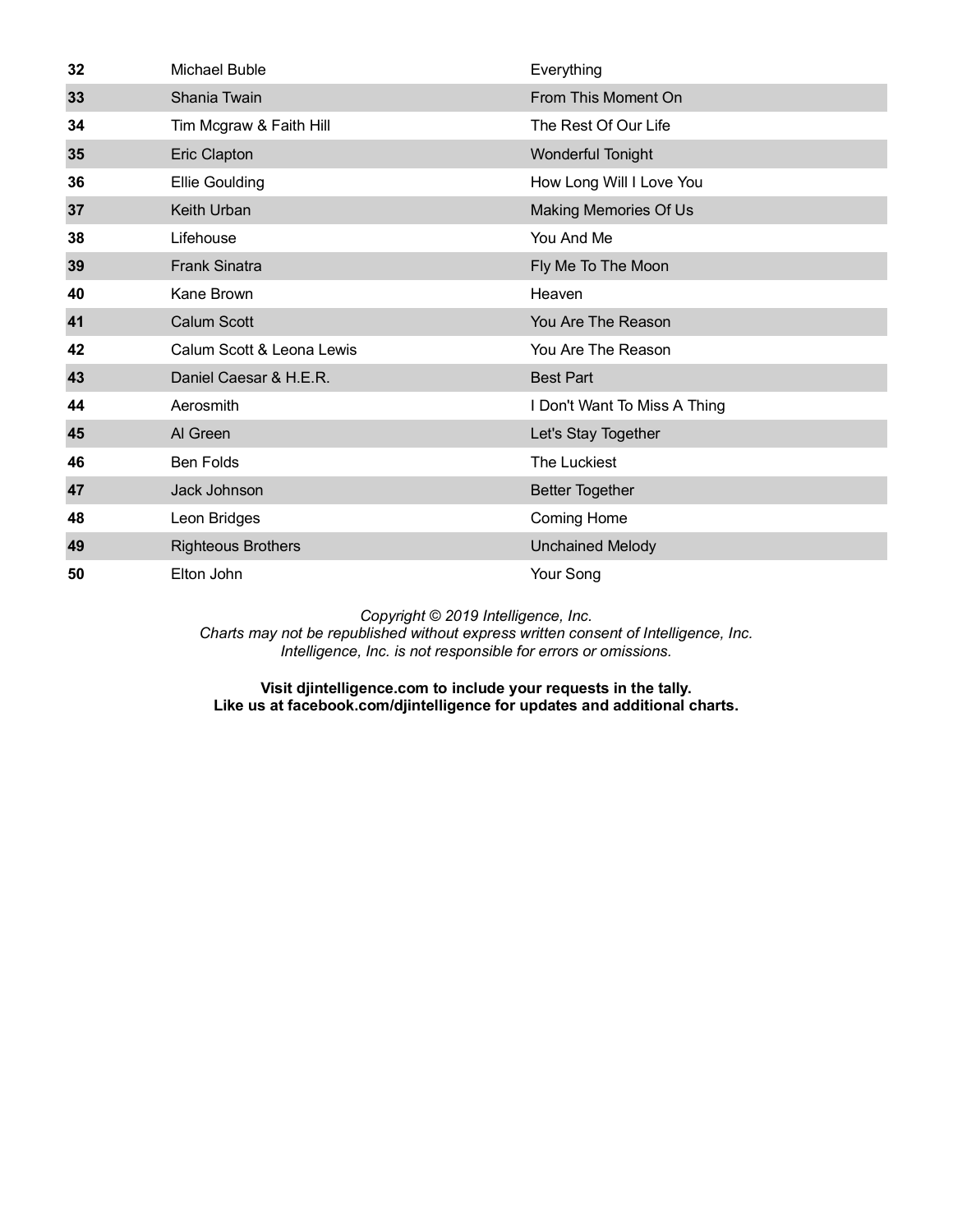| | | |
|---|---|---|
| **32** | Michael Buble | Everything |
| **33** | Shania Twain | From This Moment On |
| **34** | Tim Mcgraw & Faith Hill | The Rest Of Our Life |
| **35** | Eric Clapton | Wonderful Tonight |
| **36** | Ellie Goulding | How Long Will I Love You |
| **37** | Keith Urban | Making Memories Of Us |
| **38** | Lifehouse | You And Me |
| **39** | Frank Sinatra | Fly Me To The Moon |
| **40** | Kane Brown | Heaven |
| **41** | Calum Scott | You Are The Reason |
| **42** | Calum Scott & Leona Lewis | You Are The Reason |
| **43** | Daniel Caesar & H.E.R. | Best Part |
| **44** | Aerosmith | I Don't Want To Miss A Thing |
| **45** | Al Green | Let's Stay Together |
| **46** | Ben Folds | The Luckiest |
| **47** | Jack Johnson | Better Together |
| **48** | Leon Bridges | Coming Home |
| **49** | Righteous Brothers | Unchained Melody |
| **50** | Elton John | Your Song |

*Copyright © 2019 Intelligence, Inc.*
*Charts may not be republished without express written consent of Intelligence, Inc.*
*Intelligence, Inc. is not responsible for errors or omissions.*

**Visit djintelligence.com to include your requests in the tally.**
**Like us at facebook.com/djintelligence for updates and additional charts.**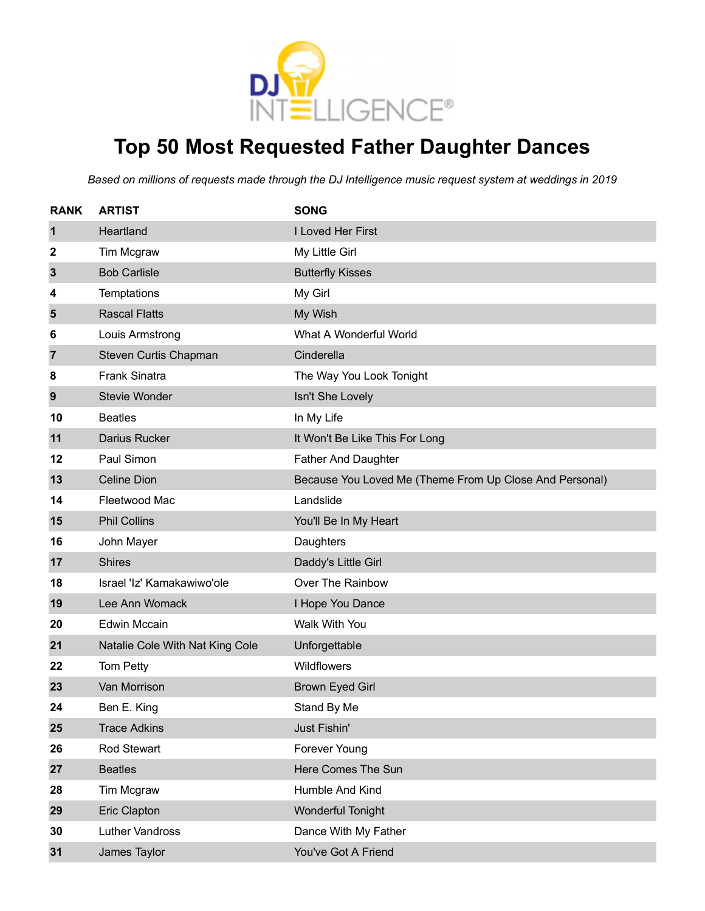DJ INTELLIGENCE®

# Top 50 Most Requested Father Daughter Dances

*Based on millions of requests made through the DJ Intelligence music request system at weddings in 2019*

| RANK | ARTIST | SONG |
|---|---|---|
| 1 | Heartland | I Loved Her First |
| 2 | Tim Mcgraw | My Little Girl |
| 3 | Bob Carlisle | Butterfly Kisses |
| 4 | Temptations | My Girl |
| 5 | Rascal Flatts | My Wish |
| 6 | Louis Armstrong | What A Wonderful World |
| 7 | Steven Curtis Chapman | Cinderella |
| 8 | Frank Sinatra | The Way You Look Tonight |
| 9 | Stevie Wonder | Isn't She Lovely |
| 10 | Beatles | In My Life |
| 11 | Darius Rucker | It Won't Be Like This For Long |
| 12 | Paul Simon | Father And Daughter |
| 13 | Celine Dion | Because You Loved Me (Theme From Up Close And Personal) |
| 14 | Fleetwood Mac | Landslide |
| 15 | Phil Collins | You'll Be In My Heart |
| 16 | John Mayer | Daughters |
| 17 | Shires | Daddy's Little Girl |
| 18 | Israel 'Iz' Kamakawiwo'ole | Over The Rainbow |
| 19 | Lee Ann Womack | I Hope You Dance |
| 20 | Edwin Mccain | Walk With You |
| 21 | Natalie Cole With Nat King Cole | Unforgettable |
| 22 | Tom Petty | Wildflowers |
| 23 | Van Morrison | Brown Eyed Girl |
| 24 | Ben E. King | Stand By Me |
| 25 | Trace Adkins | Just Fishin' |
| 26 | Rod Stewart | Forever Young |
| 27 | Beatles | Here Comes The Sun |
| 28 | Tim Mcgraw | Humble And Kind |
| 29 | Eric Clapton | Wonderful Tonight |
| 30 | Luther Vandross | Dance With My Father |
| 31 | James Taylor | You've Got A Friend |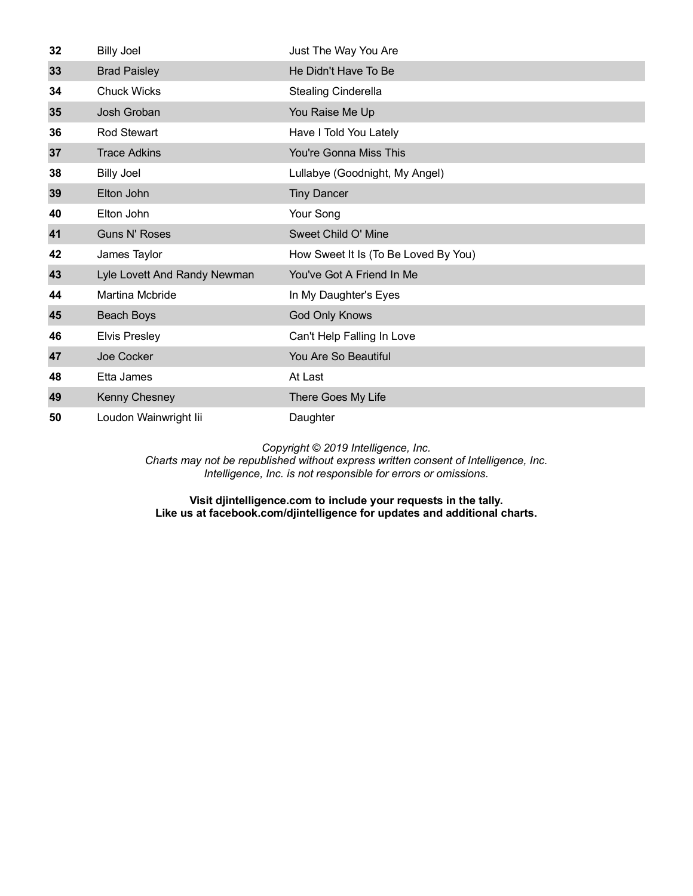| | | |
|---|---|---|
| **32** | Billy Joel | Just The Way You Are |
| **33** | Brad Paisley | He Didn't Have To Be |
| **34** | Chuck Wicks | Stealing Cinderella |
| **35** | Josh Groban | You Raise Me Up |
| **36** | Rod Stewart | Have I Told You Lately |
| **37** | Trace Adkins | You're Gonna Miss This |
| **38** | Billy Joel | Lullabye (Goodnight, My Angel) |
| **39** | Elton John | Tiny Dancer |
| **40** | Elton John | Your Song |
| **41** | Guns N' Roses | Sweet Child O' Mine |
| **42** | James Taylor | How Sweet It Is (To Be Loved By You) |
| **43** | Lyle Lovett And Randy Newman | You've Got A Friend In Me |
| **44** | Martina Mcbride | In My Daughter's Eyes |
| **45** | Beach Boys | God Only Knows |
| **46** | Elvis Presley | Can't Help Falling In Love |
| **47** | Joe Cocker | You Are So Beautiful |
| **48** | Etta James | At Last |
| **49** | Kenny Chesney | There Goes My Life |
| **50** | Loudon Wainwright Iii | Daughter |

*Copyright © 2019 Intelligence, Inc.*
*Charts may not be republished without express written consent of Intelligence, Inc.*
*Intelligence, Inc. is not responsible for errors or omissions.*

**Visit djintelligence.com to include your requests in the tally.**
**Like us at facebook.com/djintelligence for updates and additional charts.**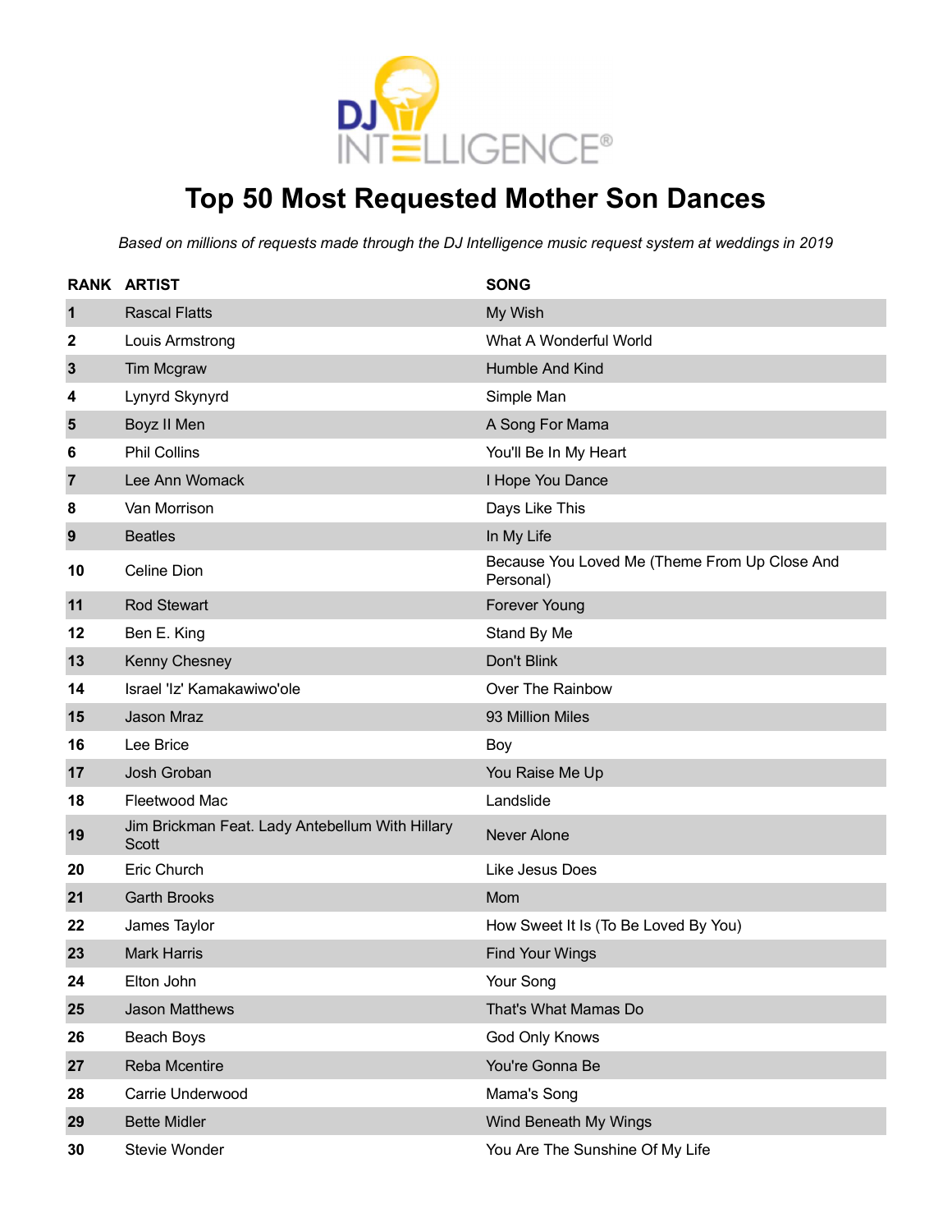# Top 50 Most Requested Mother Son Dances

*Based on millions of requests made through the DJ Intelligence music request system at weddings in 2019*

| RANK | ARTIST | SONG |
| --- | --- | --- |
| 1 | Rascal Flatts | My Wish |
| 2 | Louis Armstrong | What A Wonderful World |
| 3 | Tim Mcgraw | Humble And Kind |
| 4 | Lynyrd Skynyrd | Simple Man |
| 5 | Boyz II Men | A Song For Mama |
| 6 | Phil Collins | You'll Be In My Heart |
| 7 | Lee Ann Womack | I Hope You Dance |
| 8 | Van Morrison | Days Like This |
| 9 | Beatles | In My Life |
| 10 | Celine Dion | Because You Loved Me (Theme From Up Close And Personal) |
| 11 | Rod Stewart | Forever Young |
| 12 | Ben E. King | Stand By Me |
| 13 | Kenny Chesney | Don't Blink |
| 14 | Israel 'Iz' Kamakawiwo'ole | Over The Rainbow |
| 15 | Jason Mraz | 93 Million Miles |
| 16 | Lee Brice | Boy |
| 17 | Josh Groban | You Raise Me Up |
| 18 | Fleetwood Mac | Landslide |
| 19 | Jim Brickman Feat. Lady Antebellum With Hillary Scott | Never Alone |
| 20 | Eric Church | Like Jesus Does |
| 21 | Garth Brooks | Mom |
| 22 | James Taylor | How Sweet It Is (To Be Loved By You) |
| 23 | Mark Harris | Find Your Wings |
| 24 | Elton John | Your Song |
| 25 | Jason Matthews | That's What Mamas Do |
| 26 | Beach Boys | God Only Knows |
| 27 | Reba Mcentire | You're Gonna Be |
| 28 | Carrie Underwood | Mama's Song |
| 29 | Bette Midler | Wind Beneath My Wings |
| 30 | Stevie Wonder | You Are The Sunshine Of My Life |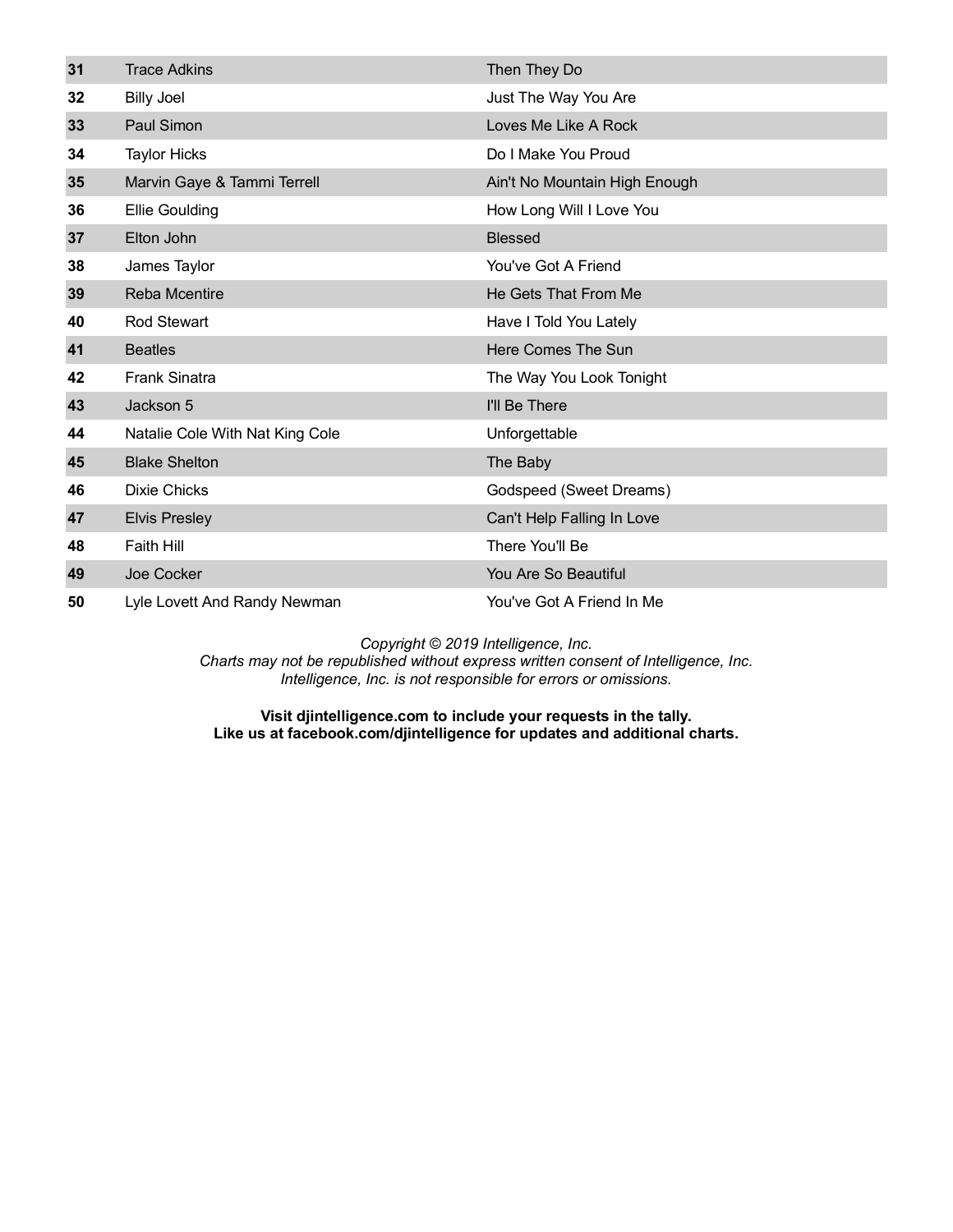| | | |
|---|---|---|
| **31** | Trace Adkins | Then They Do |
| **32** | Billy Joel | Just The Way You Are |
| **33** | Paul Simon | Loves Me Like A Rock |
| **34** | Taylor Hicks | Do I Make You Proud |
| **35** | Marvin Gaye & Tammi Terrell | Ain't No Mountain High Enough |
| **36** | Ellie Goulding | How Long Will I Love You |
| **37** | Elton John | Blessed |
| **38** | James Taylor | You've Got A Friend |
| **39** | Reba Mcentire | He Gets That From Me |
| **40** | Rod Stewart | Have I Told You Lately |
| **41** | Beatles | Here Comes The Sun |
| **42** | Frank Sinatra | The Way You Look Tonight |
| **43** | Jackson 5 | I'll Be There |
| **44** | Natalie Cole With Nat King Cole | Unforgettable |
| **45** | Blake Shelton | The Baby |
| **46** | Dixie Chicks | Godspeed (Sweet Dreams) |
| **47** | Elvis Presley | Can't Help Falling In Love |
| **48** | Faith Hill | There You'll Be |
| **49** | Joe Cocker | You Are So Beautiful |
| **50** | Lyle Lovett And Randy Newman | You've Got A Friend In Me |

*Copyright © 2019 Intelligence, Inc.*
*Charts may not be republished without express written consent of Intelligence, Inc.*
*Intelligence, Inc. is not responsible for errors or omissions.*

**Visit djintelligence.com to include your requests in the tally.**
**Like us at facebook.com/djintelligence for updates and additional charts.**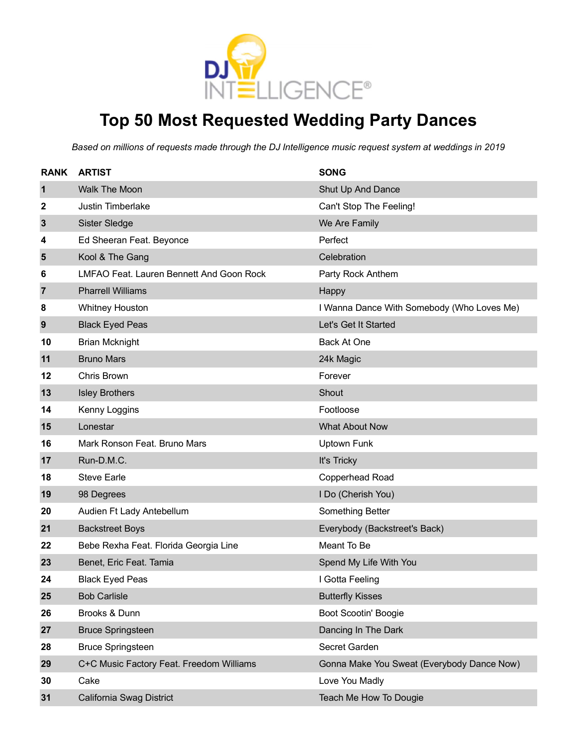# Top 50 Most Requested Wedding Party Dances

*Based on millions of requests made through the DJ Intelligence music request system at weddings in 2019*

| RANK | ARTIST | SONG |
|---|---|---|
| 1 | Walk The Moon | Shut Up And Dance |
| 2 | Justin Timberlake | Can't Stop The Feeling! |
| 3 | Sister Sledge | We Are Family |
| 4 | Ed Sheeran Feat. Beyonce | Perfect |
| 5 | Kool & The Gang | Celebration |
| 6 | LMFAO Feat. Lauren Bennett And Goon Rock | Party Rock Anthem |
| 7 | Pharrell Williams | Happy |
| 8 | Whitney Houston | I Wanna Dance With Somebody (Who Loves Me) |
| 9 | Black Eyed Peas | Let's Get It Started |
| 10 | Brian Mcknight | Back At One |
| 11 | Bruno Mars | 24k Magic |
| 12 | Chris Brown | Forever |
| 13 | Isley Brothers | Shout |
| 14 | Kenny Loggins | Footloose |
| 15 | Lonestar | What About Now |
| 16 | Mark Ronson Feat. Bruno Mars | Uptown Funk |
| 17 | Run-D.M.C. | It's Tricky |
| 18 | Steve Earle | Copperhead Road |
| 19 | 98 Degrees | I Do (Cherish You) |
| 20 | Audien Ft Lady Antebellum | Something Better |
| 21 | Backstreet Boys | Everybody (Backstreet's Back) |
| 22 | Bebe Rexha Feat. Florida Georgia Line | Meant To Be |
| 23 | Benet, Eric Feat. Tamia | Spend My Life With You |
| 24 | Black Eyed Peas | I Gotta Feeling |
| 25 | Bob Carlisle | Butterfly Kisses |
| 26 | Brooks & Dunn | Boot Scootin' Boogie |
| 27 | Bruce Springsteen | Dancing In The Dark |
| 28 | Bruce Springsteen | Secret Garden |
| 29 | C+C Music Factory Feat. Freedom Williams | Gonna Make You Sweat (Everybody Dance Now) |
| 30 | Cake | Love You Madly |
| 31 | California Swag District | Teach Me How To Dougie |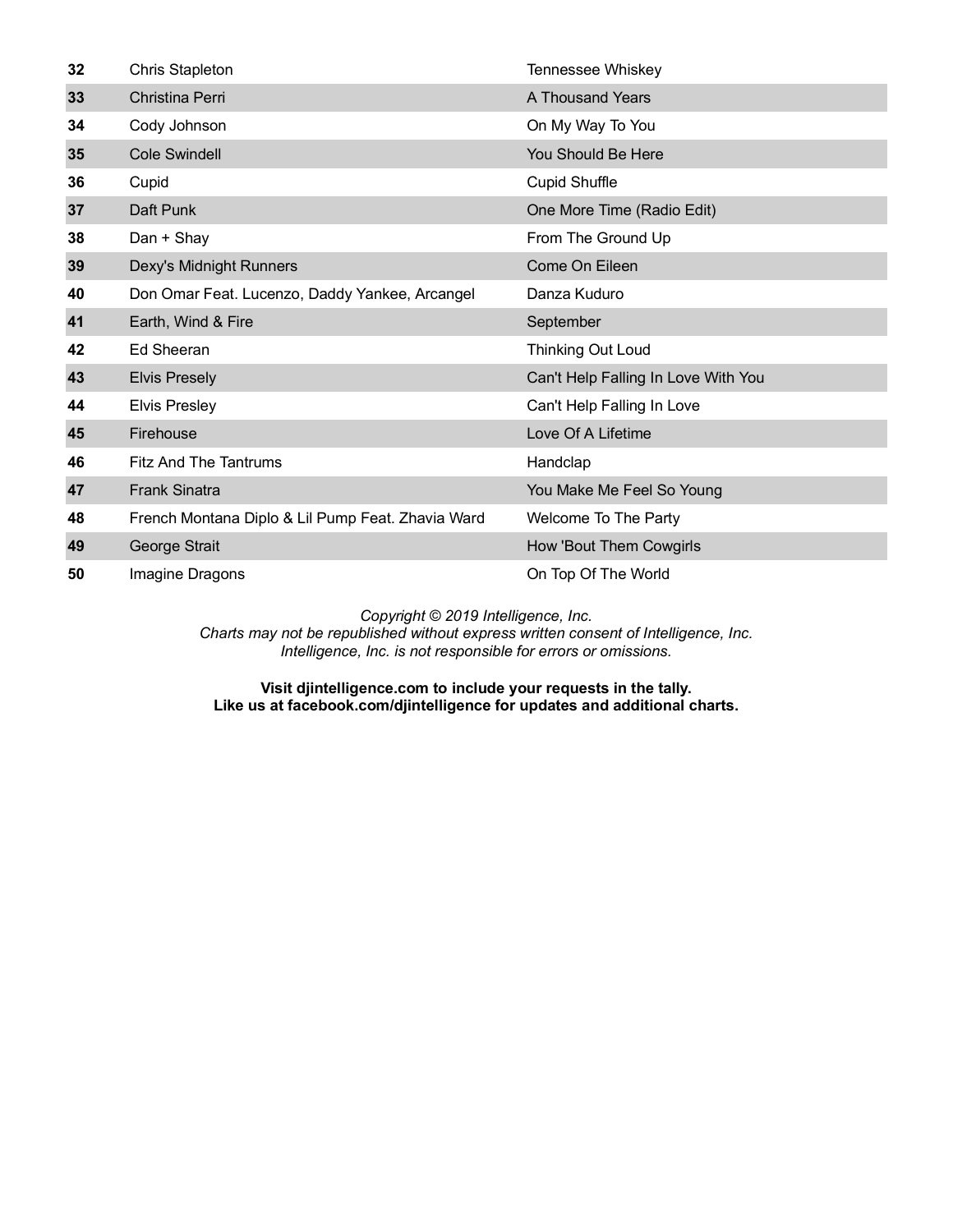| | | |
|---|---|---|
| **32** | Chris Stapleton | Tennessee Whiskey |
| **33** | Christina Perri | A Thousand Years |
| **34** | Cody Johnson | On My Way To You |
| **35** | Cole Swindell | You Should Be Here |
| **36** | Cupid | Cupid Shuffle |
| **37** | Daft Punk | One More Time (Radio Edit) |
| **38** | Dan + Shay | From The Ground Up |
| **39** | Dexy's Midnight Runners | Come On Eileen |
| **40** | Don Omar Feat. Lucenzo, Daddy Yankee, Arcangel | Danza Kuduro |
| **41** | Earth, Wind & Fire | September |
| **42** | Ed Sheeran | Thinking Out Loud |
| **43** | Elvis Presely | Can't Help Falling In Love With You |
| **44** | Elvis Presley | Can't Help Falling In Love |
| **45** | Firehouse | Love Of A Lifetime |
| **46** | Fitz And The Tantrums | Handclap |
| **47** | Frank Sinatra | You Make Me Feel So Young |
| **48** | French Montana Diplo & Lil Pump Feat. Zhavia Ward | Welcome To The Party |
| **49** | George Strait | How 'Bout Them Cowgirls |
| **50** | Imagine Dragons | On Top Of The World |

*Copyright © 2019 Intelligence, Inc.*
*Charts may not be republished without express written consent of Intelligence, Inc.*
*Intelligence, Inc. is not responsible for errors or omissions.*

**Visit djintelligence.com to include your requests in the tally.**
**Like us at facebook.com/djintelligence for updates and additional charts.**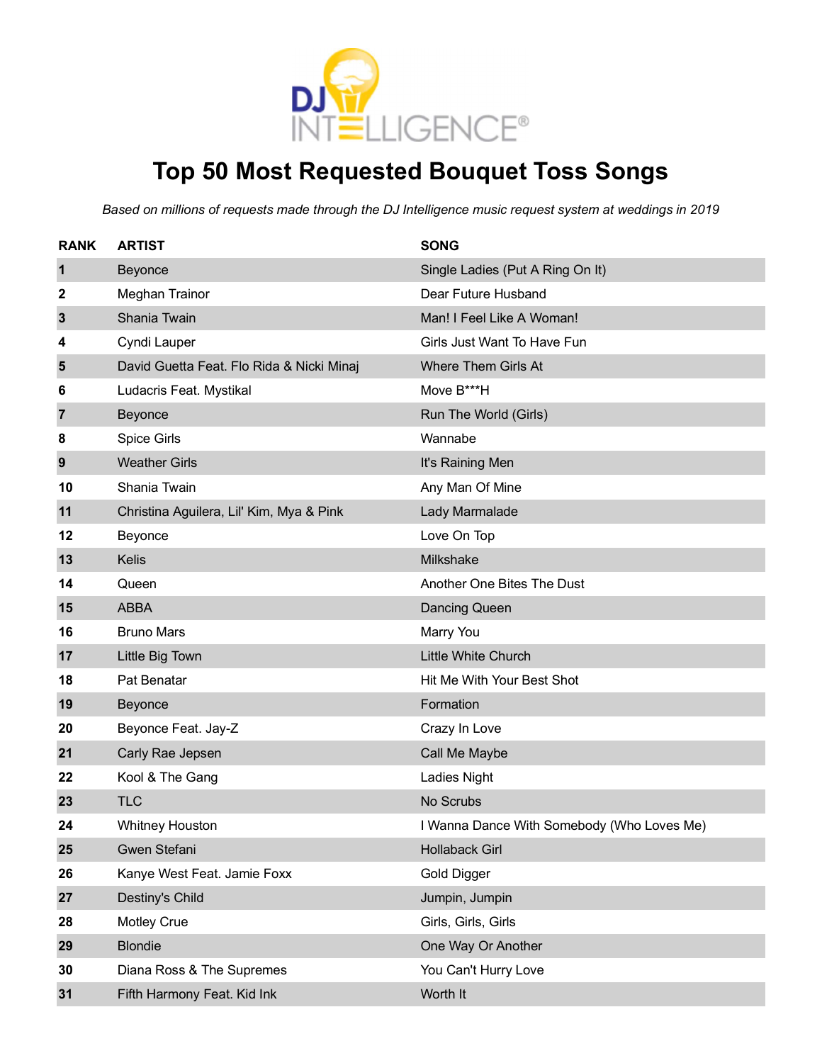# Top 50 Most Requested Bouquet Toss Songs

*Based on millions of requests made through the DJ Intelligence music request system at weddings in 2019*

| RANK | ARTIST | SONG |
|---|---|---|
| 1 | Beyonce | Single Ladies (Put A Ring On It) |
| 2 | Meghan Trainor | Dear Future Husband |
| 3 | Shania Twain | Man! I Feel Like A Woman! |
| 4 | Cyndi Lauper | Girls Just Want To Have Fun |
| 5 | David Guetta Feat. Flo Rida & Nicki Minaj | Where Them Girls At |
| 6 | Ludacris Feat. Mystikal | Move B***H |
| 7 | Beyonce | Run The World (Girls) |
| 8 | Spice Girls | Wannabe |
| 9 | Weather Girls | It's Raining Men |
| 10 | Shania Twain | Any Man Of Mine |
| 11 | Christina Aguilera, Lil' Kim, Mya & Pink | Lady Marmalade |
| 12 | Beyonce | Love On Top |
| 13 | Kelis | Milkshake |
| 14 | Queen | Another One Bites The Dust |
| 15 | ABBA | Dancing Queen |
| 16 | Bruno Mars | Marry You |
| 17 | Little Big Town | Little White Church |
| 18 | Pat Benatar | Hit Me With Your Best Shot |
| 19 | Beyonce | Formation |
| 20 | Beyonce Feat. Jay-Z | Crazy In Love |
| 21 | Carly Rae Jepsen | Call Me Maybe |
| 22 | Kool & The Gang | Ladies Night |
| 23 | TLC | No Scrubs |
| 24 | Whitney Houston | I Wanna Dance With Somebody (Who Loves Me) |
| 25 | Gwen Stefani | Hollaback Girl |
| 26 | Kanye West Feat. Jamie Foxx | Gold Digger |
| 27 | Destiny's Child | Jumpin, Jumpin |
| 28 | Motley Crue | Girls, Girls, Girls |
| 29 | Blondie | One Way Or Another |
| 30 | Diana Ross & The Supremes | You Can't Hurry Love |
| 31 | Fifth Harmony Feat. Kid Ink | Worth It |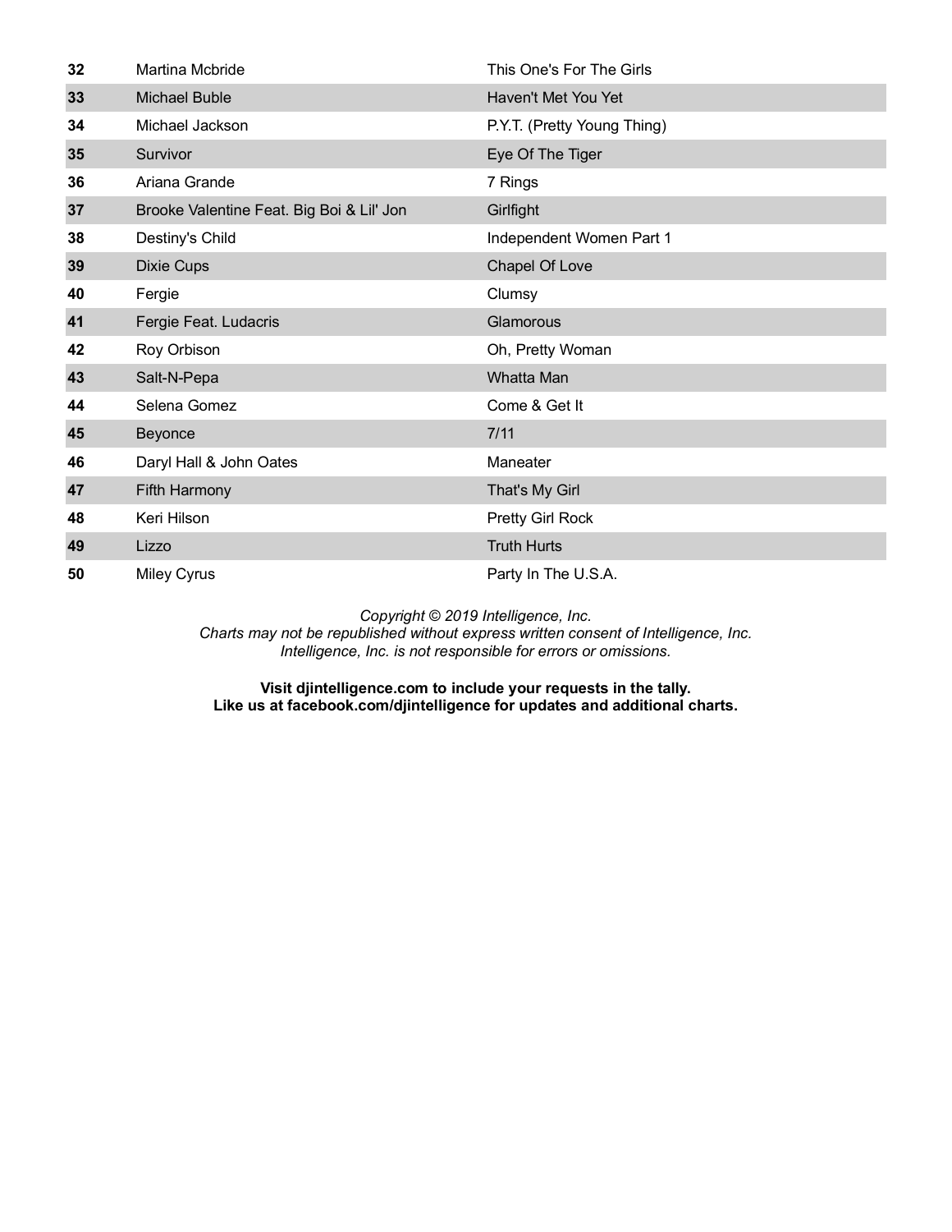| | | |
|---|---|---|
| 32 | Martina Mcbride | This One's For The Girls |
| 33 | Michael Buble | Haven't Met You Yet |
| 34 | Michael Jackson | P.Y.T. (Pretty Young Thing) |
| 35 | Survivor | Eye Of The Tiger |
| 36 | Ariana Grande | 7 Rings |
| 37 | Brooke Valentine Feat. Big Boi & Lil' Jon | Girlfight |
| 38 | Destiny's Child | Independent Women Part 1 |
| 39 | Dixie Cups | Chapel Of Love |
| 40 | Fergie | Clumsy |
| 41 | Fergie Feat. Ludacris | Glamorous |
| 42 | Roy Orbison | Oh, Pretty Woman |
| 43 | Salt-N-Pepa | Whatta Man |
| 44 | Selena Gomez | Come & Get It |
| 45 | Beyonce | 7/11 |
| 46 | Daryl Hall & John Oates | Maneater |
| 47 | Fifth Harmony | That's My Girl |
| 48 | Keri Hilson | Pretty Girl Rock |
| 49 | Lizzo | Truth Hurts |
| 50 | Miley Cyrus | Party In The U.S.A. |

*Copyright © 2019 Intelligence, Inc.*
*Charts may not be republished without express written consent of Intelligence, Inc.*
*Intelligence, Inc. is not responsible for errors or omissions.*

**Visit djintelligence.com to include your requests in the tally.**
**Like us at facebook.com/djintelligence for updates and additional charts.**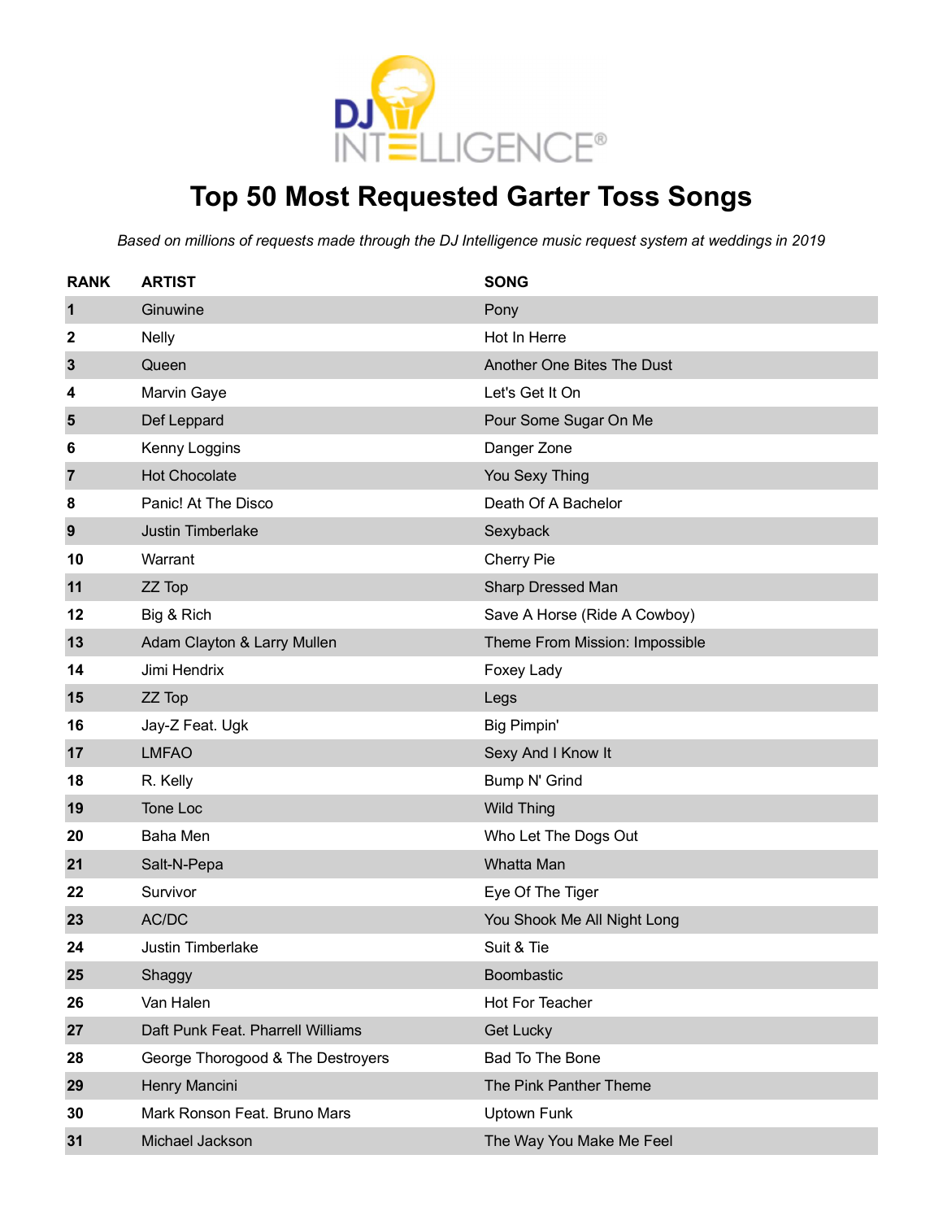# Top 50 Most Requested Garter Toss Songs

*Based on millions of requests made through the DJ Intelligence music request system at weddings in 2019*

| RANK | ARTIST | SONG |
|---|---|---|
| 1 | Ginuwine | Pony |
| 2 | Nelly | Hot In Herre |
| 3 | Queen | Another One Bites The Dust |
| 4 | Marvin Gaye | Let's Get It On |
| 5 | Def Leppard | Pour Some Sugar On Me |
| 6 | Kenny Loggins | Danger Zone |
| 7 | Hot Chocolate | You Sexy Thing |
| 8 | Panic! At The Disco | Death Of A Bachelor |
| 9 | Justin Timberlake | Sexyback |
| 10 | Warrant | Cherry Pie |
| 11 | ZZ Top | Sharp Dressed Man |
| 12 | Big & Rich | Save A Horse (Ride A Cowboy) |
| 13 | Adam Clayton & Larry Mullen | Theme From Mission: Impossible |
| 14 | Jimi Hendrix | Foxey Lady |
| 15 | ZZ Top | Legs |
| 16 | Jay-Z Feat. Ugk | Big Pimpin' |
| 17 | LMFAO | Sexy And I Know It |
| 18 | R. Kelly | Bump N' Grind |
| 19 | Tone Loc | Wild Thing |
| 20 | Baha Men | Who Let The Dogs Out |
| 21 | Salt-N-Pepa | Whatta Man |
| 22 | Survivor | Eye Of The Tiger |
| 23 | AC/DC | You Shook Me All Night Long |
| 24 | Justin Timberlake | Suit & Tie |
| 25 | Shaggy | Boombastic |
| 26 | Van Halen | Hot For Teacher |
| 27 | Daft Punk Feat. Pharrell Williams | Get Lucky |
| 28 | George Thorogood & The Destroyers | Bad To The Bone |
| 29 | Henry Mancini | The Pink Panther Theme |
| 30 | Mark Ronson Feat. Bruno Mars | Uptown Funk |
| 31 | Michael Jackson | The Way You Make Me Feel |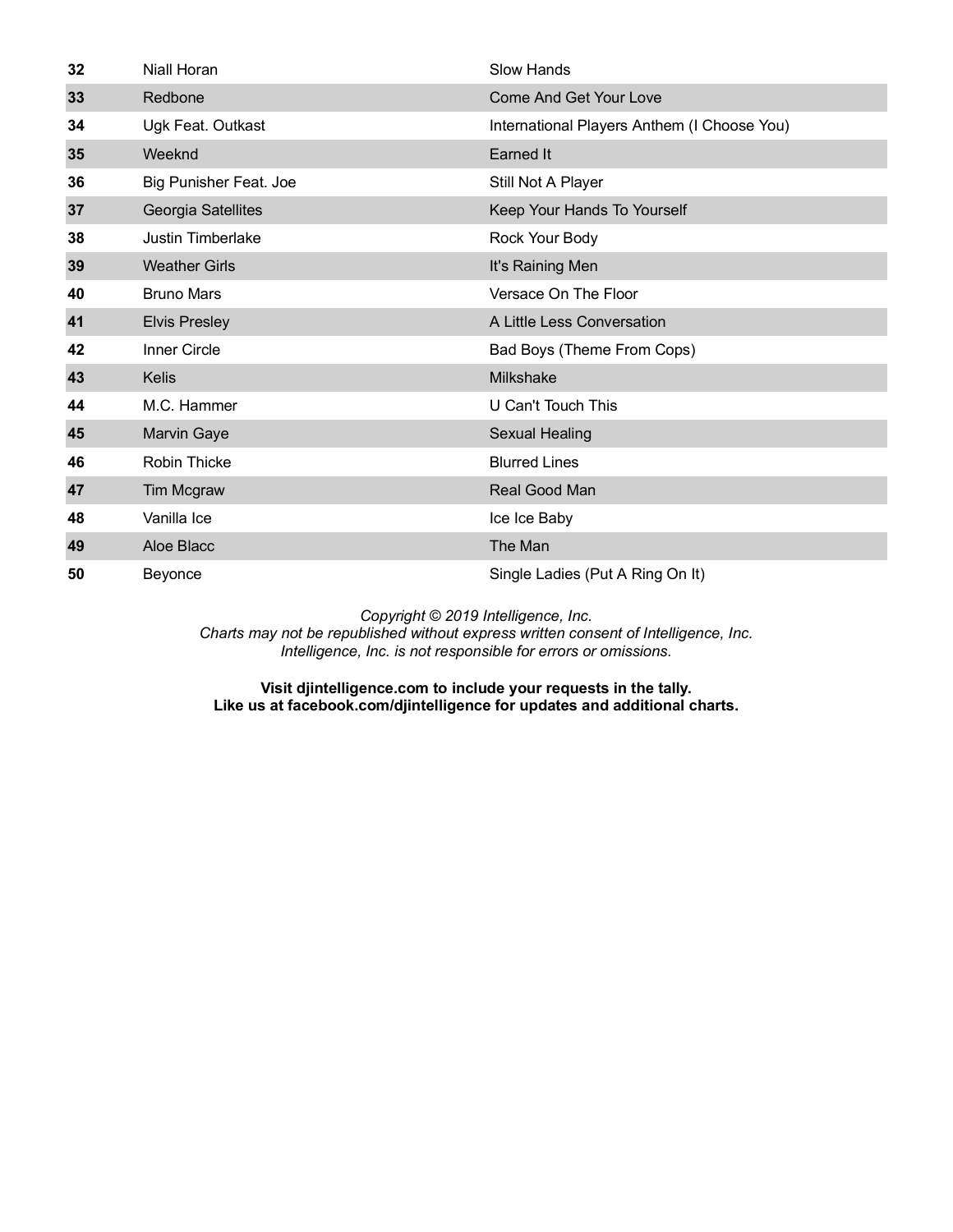| | | |
|---|---|---|
| **32** | Niall Horan | Slow Hands |
| **33** | Redbone | Come And Get Your Love |
| **34** | Ugk Feat. Outkast | International Players Anthem (I Choose You) |
| **35** | Weeknd | Earned It |
| **36** | Big Punisher Feat. Joe | Still Not A Player |
| **37** | Georgia Satellites | Keep Your Hands To Yourself |
| **38** | Justin Timberlake | Rock Your Body |
| **39** | Weather Girls | It's Raining Men |
| **40** | Bruno Mars | Versace On The Floor |
| **41** | Elvis Presley | A Little Less Conversation |
| **42** | Inner Circle | Bad Boys (Theme From Cops) |
| **43** | Kelis | Milkshake |
| **44** | M.C. Hammer | U Can't Touch This |
| **45** | Marvin Gaye | Sexual Healing |
| **46** | Robin Thicke | Blurred Lines |
| **47** | Tim Mcgraw | Real Good Man |
| **48** | Vanilla Ice | Ice Ice Baby |
| **49** | Aloe Blacc | The Man |
| **50** | Beyonce | Single Ladies (Put A Ring On It) |

*Copyright © 2019 Intelligence, Inc.*
*Charts may not be republished without express written consent of Intelligence, Inc.*
*Intelligence, Inc. is not responsible for errors or omissions.*

**Visit djintelligence.com to include your requests in the tally.**
**Like us at facebook.com/djintelligence for updates and additional charts.**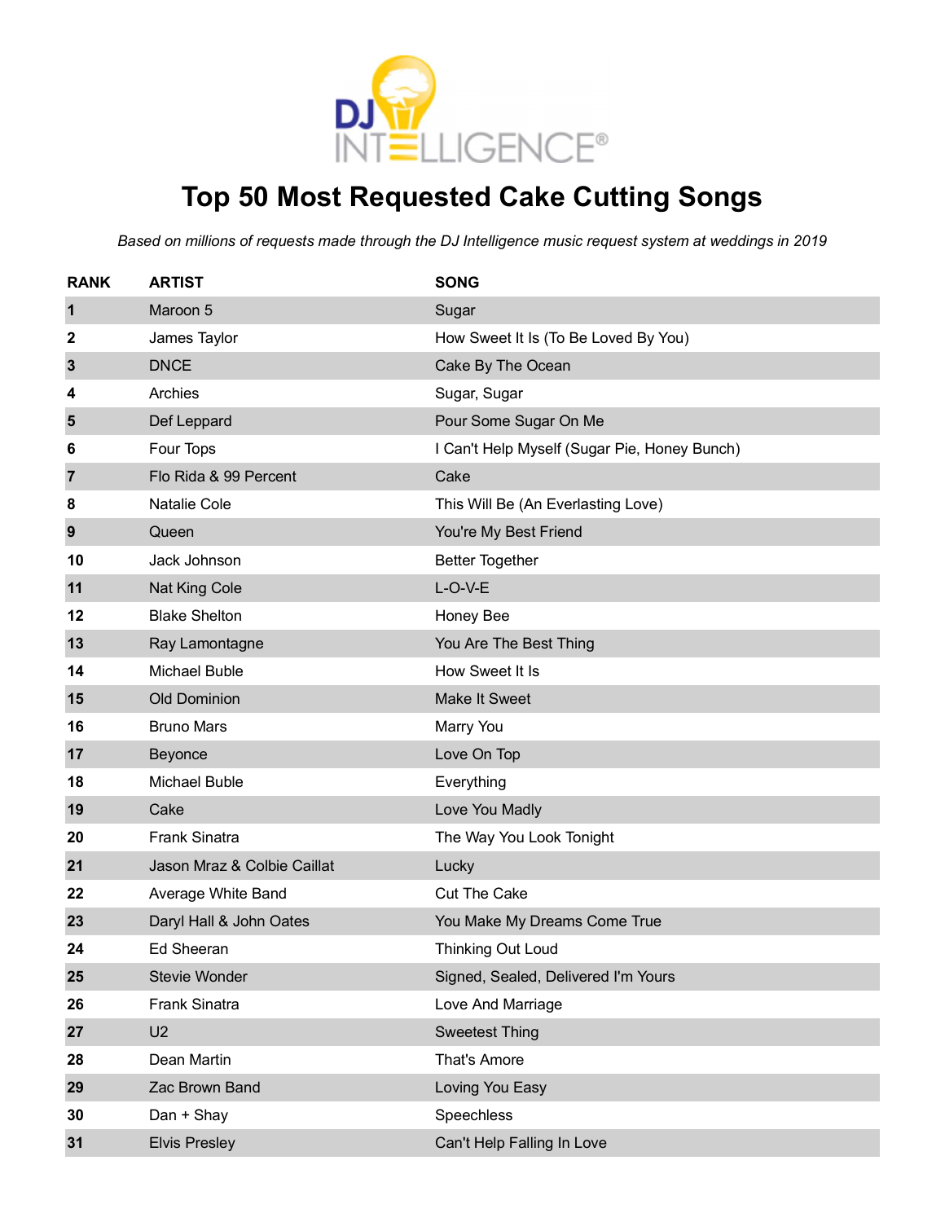# Top 50 Most Requested Cake Cutting Songs

*Based on millions of requests made through the DJ Intelligence music request system at weddings in 2019*

| RANK | ARTIST | SONG |
|---|---|---|
| 1 | Maroon 5 | Sugar |
| 2 | James Taylor | How Sweet It Is (To Be Loved By You) |
| 3 | DNCE | Cake By The Ocean |
| 4 | Archies | Sugar, Sugar |
| 5 | Def Leppard | Pour Some Sugar On Me |
| 6 | Four Tops | I Can't Help Myself (Sugar Pie, Honey Bunch) |
| 7 | Flo Rida & 99 Percent | Cake |
| 8 | Natalie Cole | This Will Be (An Everlasting Love) |
| 9 | Queen | You're My Best Friend |
| 10 | Jack Johnson | Better Together |
| 11 | Nat King Cole | L-O-V-E |
| 12 | Blake Shelton | Honey Bee |
| 13 | Ray Lamontagne | You Are The Best Thing |
| 14 | Michael Buble | How Sweet It Is |
| 15 | Old Dominion | Make It Sweet |
| 16 | Bruno Mars | Marry You |
| 17 | Beyonce | Love On Top |
| 18 | Michael Buble | Everything |
| 19 | Cake | Love You Madly |
| 20 | Frank Sinatra | The Way You Look Tonight |
| 21 | Jason Mraz & Colbie Caillat | Lucky |
| 22 | Average White Band | Cut The Cake |
| 23 | Daryl Hall & John Oates | You Make My Dreams Come True |
| 24 | Ed Sheeran | Thinking Out Loud |
| 25 | Stevie Wonder | Signed, Sealed, Delivered I'm Yours |
| 26 | Frank Sinatra | Love And Marriage |
| 27 | U2 | Sweetest Thing |
| 28 | Dean Martin | That's Amore |
| 29 | Zac Brown Band | Loving You Easy |
| 30 | Dan + Shay | Speechless |
| 31 | Elvis Presley | Can't Help Falling In Love |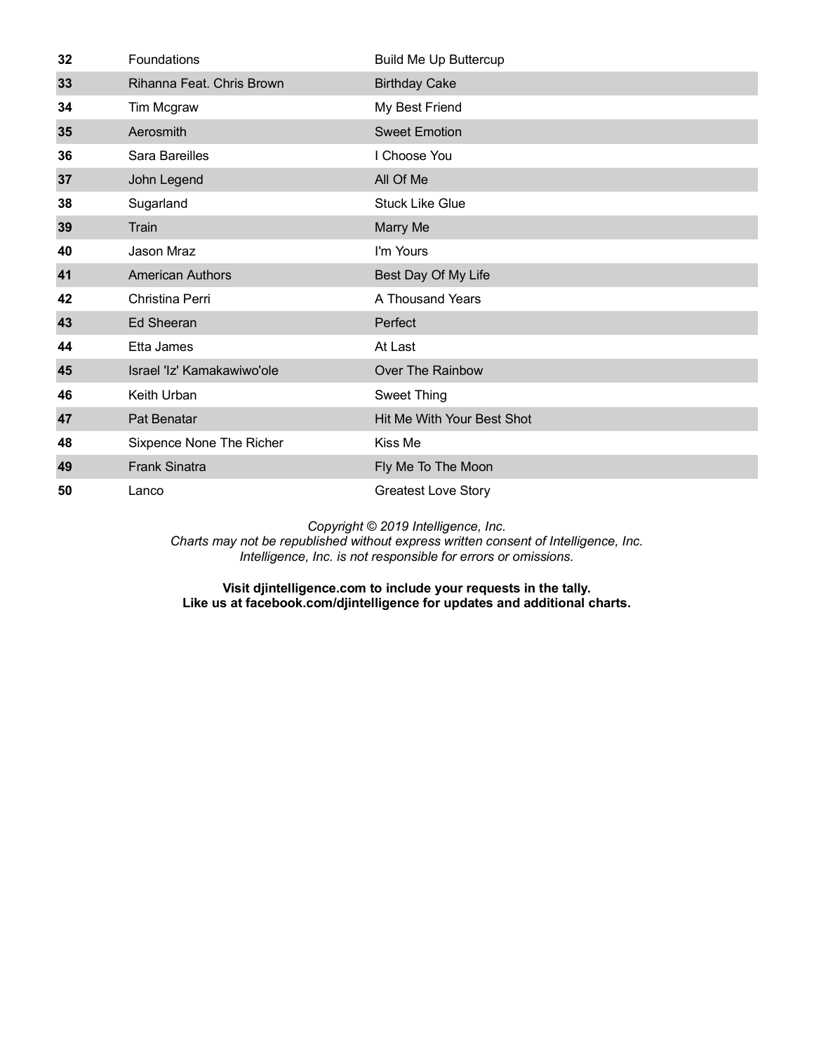| | | |
|---|---|---|
| **32** | Foundations | Build Me Up Buttercup |
| **33** | Rihanna Feat. Chris Brown | Birthday Cake |
| **34** | Tim Mcgraw | My Best Friend |
| **35** | Aerosmith | Sweet Emotion |
| **36** | Sara Bareilles | I Choose You |
| **37** | John Legend | All Of Me |
| **38** | Sugarland | Stuck Like Glue |
| **39** | Train | Marry Me |
| **40** | Jason Mraz | I'm Yours |
| **41** | American Authors | Best Day Of My Life |
| **42** | Christina Perri | A Thousand Years |
| **43** | Ed Sheeran | Perfect |
| **44** | Etta James | At Last |
| **45** | Israel 'Iz' Kamakawiwo'ole | Over The Rainbow |
| **46** | Keith Urban | Sweet Thing |
| **47** | Pat Benatar | Hit Me With Your Best Shot |
| **48** | Sixpence None The Richer | Kiss Me |
| **49** | Frank Sinatra | Fly Me To The Moon |
| **50** | Lanco | Greatest Love Story |

*Copyright © 2019 Intelligence, Inc.*
*Charts may not be republished without express written consent of Intelligence, Inc.*
*Intelligence, Inc. is not responsible for errors or omissions.*

**Visit djintelligence.com to include your requests in the tally.**
**Like us at facebook.com/djintelligence for updates and additional charts.**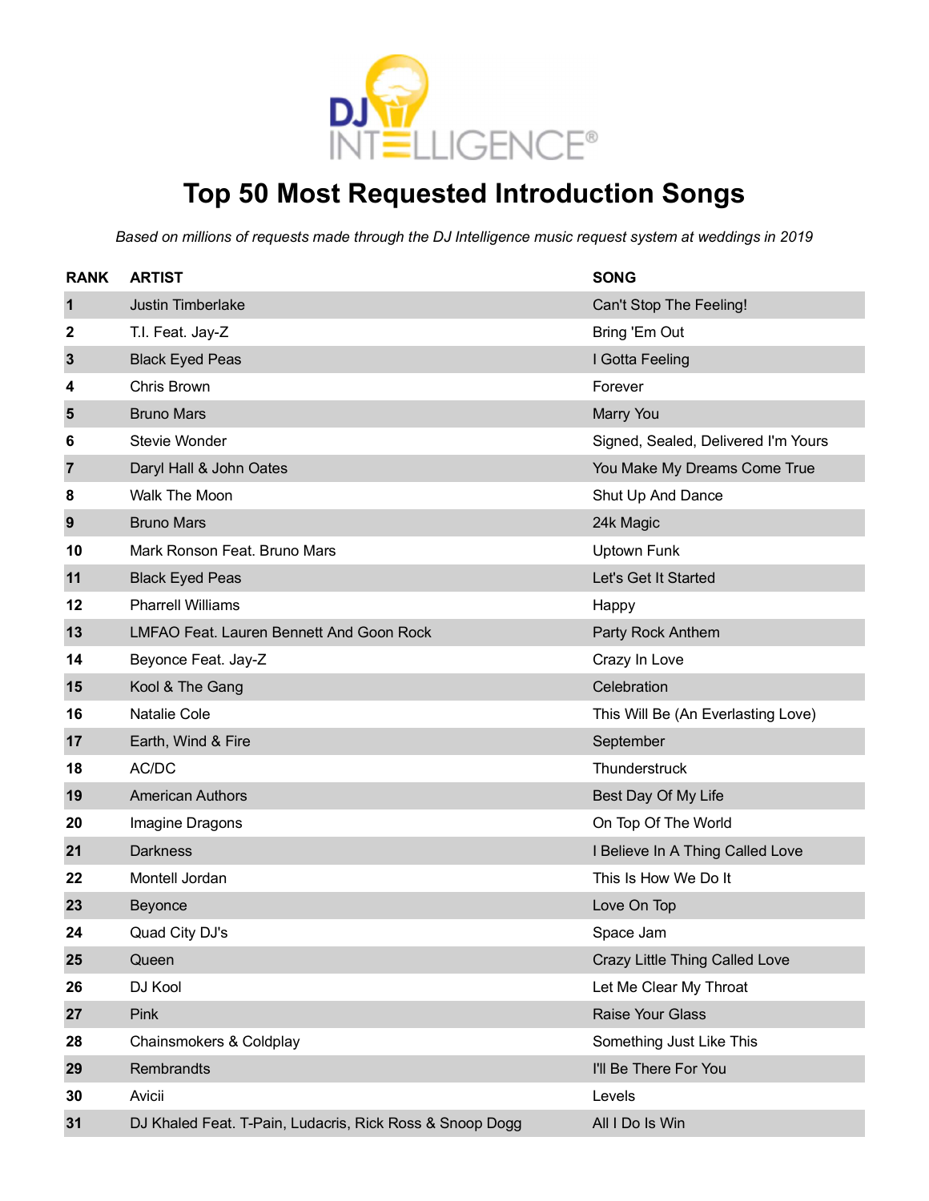DJ INTELLIGENCE®

# Top 50 Most Requested Introduction Songs

*Based on millions of requests made through the DJ Intelligence music request system at weddings in 2019*

| RANK | ARTIST | SONG |
|---|---|---|
| 1 | Justin Timberlake | Can't Stop The Feeling! |
| 2 | T.I. Feat. Jay-Z | Bring 'Em Out |
| 3 | Black Eyed Peas | I Gotta Feeling |
| 4 | Chris Brown | Forever |
| 5 | Bruno Mars | Marry You |
| 6 | Stevie Wonder | Signed, Sealed, Delivered I'm Yours |
| 7 | Daryl Hall & John Oates | You Make My Dreams Come True |
| 8 | Walk The Moon | Shut Up And Dance |
| 9 | Bruno Mars | 24k Magic |
| 10 | Mark Ronson Feat. Bruno Mars | Uptown Funk |
| 11 | Black Eyed Peas | Let's Get It Started |
| 12 | Pharrell Williams | Happy |
| 13 | LMFAO Feat. Lauren Bennett And Goon Rock | Party Rock Anthem |
| 14 | Beyonce Feat. Jay-Z | Crazy In Love |
| 15 | Kool & The Gang | Celebration |
| 16 | Natalie Cole | This Will Be (An Everlasting Love) |
| 17 | Earth, Wind & Fire | September |
| 18 | AC/DC | Thunderstruck |
| 19 | American Authors | Best Day Of My Life |
| 20 | Imagine Dragons | On Top Of The World |
| 21 | Darkness | I Believe In A Thing Called Love |
| 22 | Montell Jordan | This Is How We Do It |
| 23 | Beyonce | Love On Top |
| 24 | Quad City DJ's | Space Jam |
| 25 | Queen | Crazy Little Thing Called Love |
| 26 | DJ Kool | Let Me Clear My Throat |
| 27 | Pink | Raise Your Glass |
| 28 | Chainsmokers & Coldplay | Something Just Like This |
| 29 | Rembrandts | I'll Be There For You |
| 30 | Avicii | Levels |
| 31 | DJ Khaled Feat. T-Pain, Ludacris, Rick Ross & Snoop Dogg | All I Do Is Win |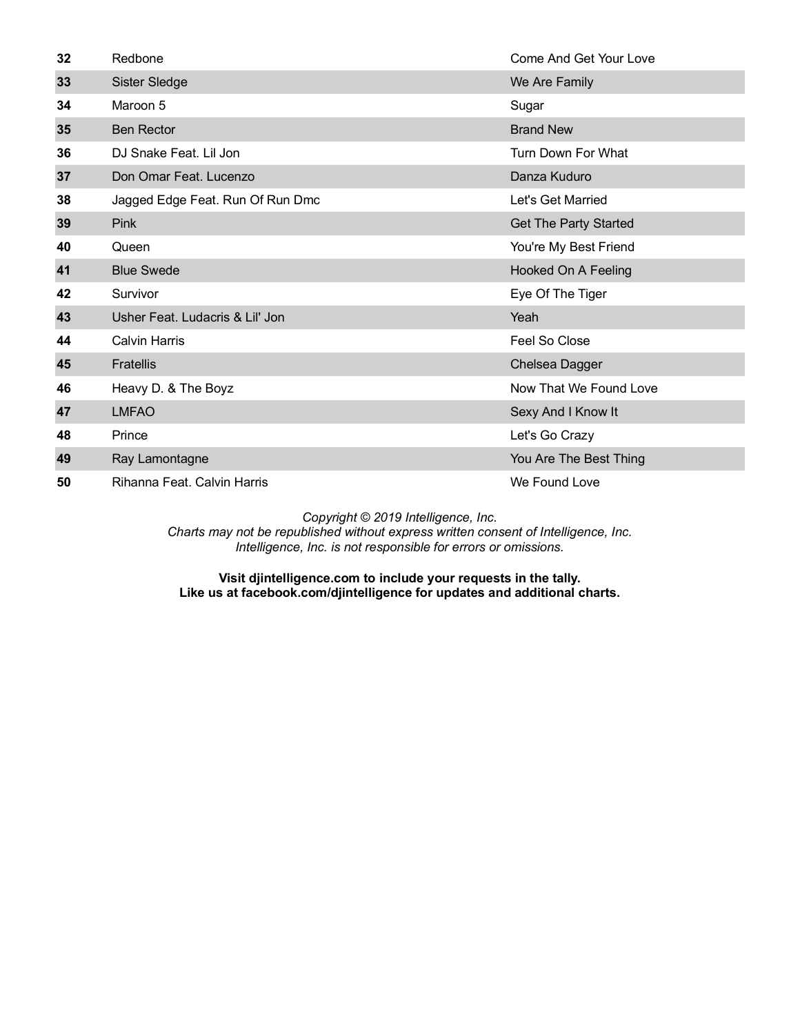| | | |
|---|---|---|
| **32** | Redbone | Come And Get Your Love |
| **33** | Sister Sledge | We Are Family |
| **34** | Maroon 5 | Sugar |
| **35** | Ben Rector | Brand New |
| **36** | DJ Snake Feat. Lil Jon | Turn Down For What |
| **37** | Don Omar Feat. Lucenzo | Danza Kuduro |
| **38** | Jagged Edge Feat. Run Of Run Dmc | Let's Get Married |
| **39** | Pink | Get The Party Started |
| **40** | Queen | You're My Best Friend |
| **41** | Blue Swede | Hooked On A Feeling |
| **42** | Survivor | Eye Of The Tiger |
| **43** | Usher Feat. Ludacris & Lil' Jon | Yeah |
| **44** | Calvin Harris | Feel So Close |
| **45** | Fratellis | Chelsea Dagger |
| **46** | Heavy D. & The Boyz | Now That We Found Love |
| **47** | LMFAO | Sexy And I Know It |
| **48** | Prince | Let's Go Crazy |
| **49** | Ray Lamontagne | You Are The Best Thing |
| **50** | Rihanna Feat. Calvin Harris | We Found Love |

*Copyright © 2019 Intelligence, Inc.*
*Charts may not be republished without express written consent of Intelligence, Inc.*
*Intelligence, Inc. is not responsible for errors or omissions.*

**Visit djintelligence.com to include your requests in the tally.**
**Like us at facebook.com/djintelligence for updates and additional charts.**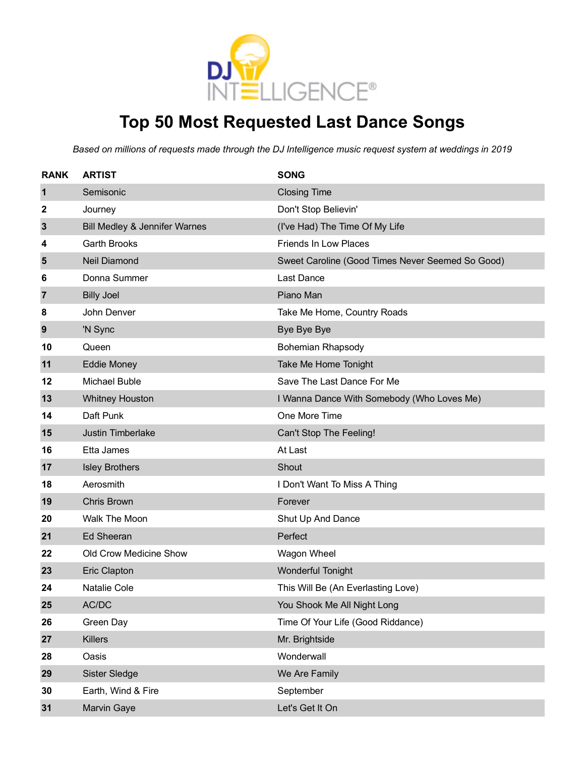# Top 50 Most Requested Last Dance Songs

*Based on millions of requests made through the DJ Intelligence music request system at weddings in 2019*

| RANK | ARTIST | SONG |
|---|---|---|
| 1 | Semisonic | Closing Time |
| 2 | Journey | Don't Stop Believin' |
| 3 | Bill Medley & Jennifer Warnes | (I've Had) The Time Of My Life |
| 4 | Garth Brooks | Friends In Low Places |
| 5 | Neil Diamond | Sweet Caroline (Good Times Never Seemed So Good) |
| 6 | Donna Summer | Last Dance |
| 7 | Billy Joel | Piano Man |
| 8 | John Denver | Take Me Home, Country Roads |
| 9 | 'N Sync | Bye Bye Bye |
| 10 | Queen | Bohemian Rhapsody |
| 11 | Eddie Money | Take Me Home Tonight |
| 12 | Michael Buble | Save The Last Dance For Me |
| 13 | Whitney Houston | I Wanna Dance With Somebody (Who Loves Me) |
| 14 | Daft Punk | One More Time |
| 15 | Justin Timberlake | Can't Stop The Feeling! |
| 16 | Etta James | At Last |
| 17 | Isley Brothers | Shout |
| 18 | Aerosmith | I Don't Want To Miss A Thing |
| 19 | Chris Brown | Forever |
| 20 | Walk The Moon | Shut Up And Dance |
| 21 | Ed Sheeran | Perfect |
| 22 | Old Crow Medicine Show | Wagon Wheel |
| 23 | Eric Clapton | Wonderful Tonight |
| 24 | Natalie Cole | This Will Be (An Everlasting Love) |
| 25 | AC/DC | You Shook Me All Night Long |
| 26 | Green Day | Time Of Your Life (Good Riddance) |
| 27 | Killers | Mr. Brightside |
| 28 | Oasis | Wonderwall |
| 29 | Sister Sledge | We Are Family |
| 30 | Earth, Wind & Fire | September |
| 31 | Marvin Gaye | Let's Get It On |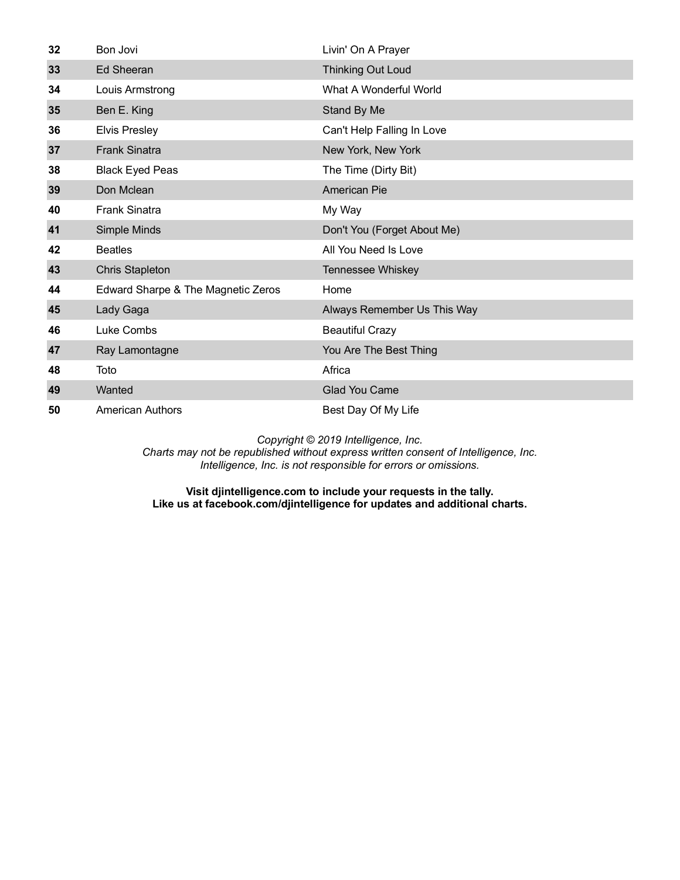| | | |
|---|---|---|
| 32 | Bon Jovi | Livin' On A Prayer |
| 33 | Ed Sheeran | Thinking Out Loud |
| 34 | Louis Armstrong | What A Wonderful World |
| 35 | Ben E. King | Stand By Me |
| 36 | Elvis Presley | Can't Help Falling In Love |
| 37 | Frank Sinatra | New York, New York |
| 38 | Black Eyed Peas | The Time (Dirty Bit) |
| 39 | Don Mclean | American Pie |
| 40 | Frank Sinatra | My Way |
| 41 | Simple Minds | Don't You (Forget About Me) |
| 42 | Beatles | All You Need Is Love |
| 43 | Chris Stapleton | Tennessee Whiskey |
| 44 | Edward Sharpe & The Magnetic Zeros | Home |
| 45 | Lady Gaga | Always Remember Us This Way |
| 46 | Luke Combs | Beautiful Crazy |
| 47 | Ray Lamontagne | You Are The Best Thing |
| 48 | Toto | Africa |
| 49 | Wanted | Glad You Came |
| 50 | American Authors | Best Day Of My Life |

*Copyright © 2019 Intelligence, Inc.*
*Charts may not be republished without express written consent of Intelligence, Inc.*
*Intelligence, Inc. is not responsible for errors or omissions.*

**Visit djintelligence.com to include your requests in the tally.**
**Like us at facebook.com/djintelligence for updates and additional charts.**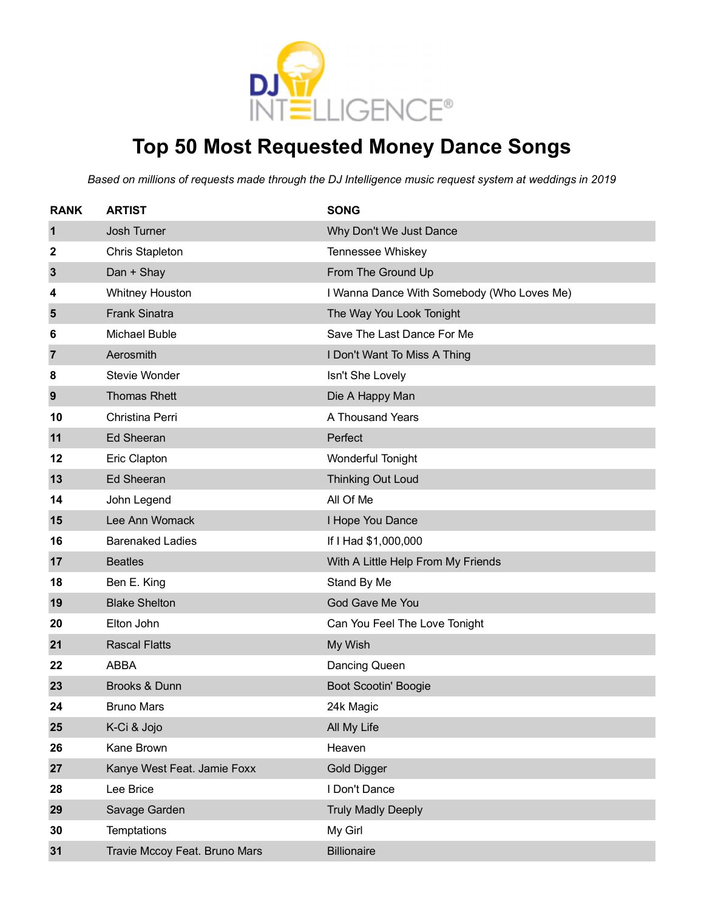# Top 50 Most Requested Money Dance Songs

*Based on millions of requests made through the DJ Intelligence music request system at weddings in 2019*

| RANK | ARTIST | SONG |
| --- | --- | --- |
| 1 | Josh Turner | Why Don't We Just Dance |
| 2 | Chris Stapleton | Tennessee Whiskey |
| 3 | Dan + Shay | From The Ground Up |
| 4 | Whitney Houston | I Wanna Dance With Somebody (Who Loves Me) |
| 5 | Frank Sinatra | The Way You Look Tonight |
| 6 | Michael Buble | Save The Last Dance For Me |
| 7 | Aerosmith | I Don't Want To Miss A Thing |
| 8 | Stevie Wonder | Isn't She Lovely |
| 9 | Thomas Rhett | Die A Happy Man |
| 10 | Christina Perri | A Thousand Years |
| 11 | Ed Sheeran | Perfect |
| 12 | Eric Clapton | Wonderful Tonight |
| 13 | Ed Sheeran | Thinking Out Loud |
| 14 | John Legend | All Of Me |
| 15 | Lee Ann Womack | I Hope You Dance |
| 16 | Barenaked Ladies | If I Had $1,000,000 |
| 17 | Beatles | With A Little Help From My Friends |
| 18 | Ben E. King | Stand By Me |
| 19 | Blake Shelton | God Gave Me You |
| 20 | Elton John | Can You Feel The Love Tonight |
| 21 | Rascal Flatts | My Wish |
| 22 | ABBA | Dancing Queen |
| 23 | Brooks & Dunn | Boot Scootin' Boogie |
| 24 | Bruno Mars | 24k Magic |
| 25 | K-Ci & Jojo | All My Life |
| 26 | Kane Brown | Heaven |
| 27 | Kanye West Feat. Jamie Foxx | Gold Digger |
| 28 | Lee Brice | I Don't Dance |
| 29 | Savage Garden | Truly Madly Deeply |
| 30 | Temptations | My Girl |
| 31 | Travie Mccoy Feat. Bruno Mars | Billionaire |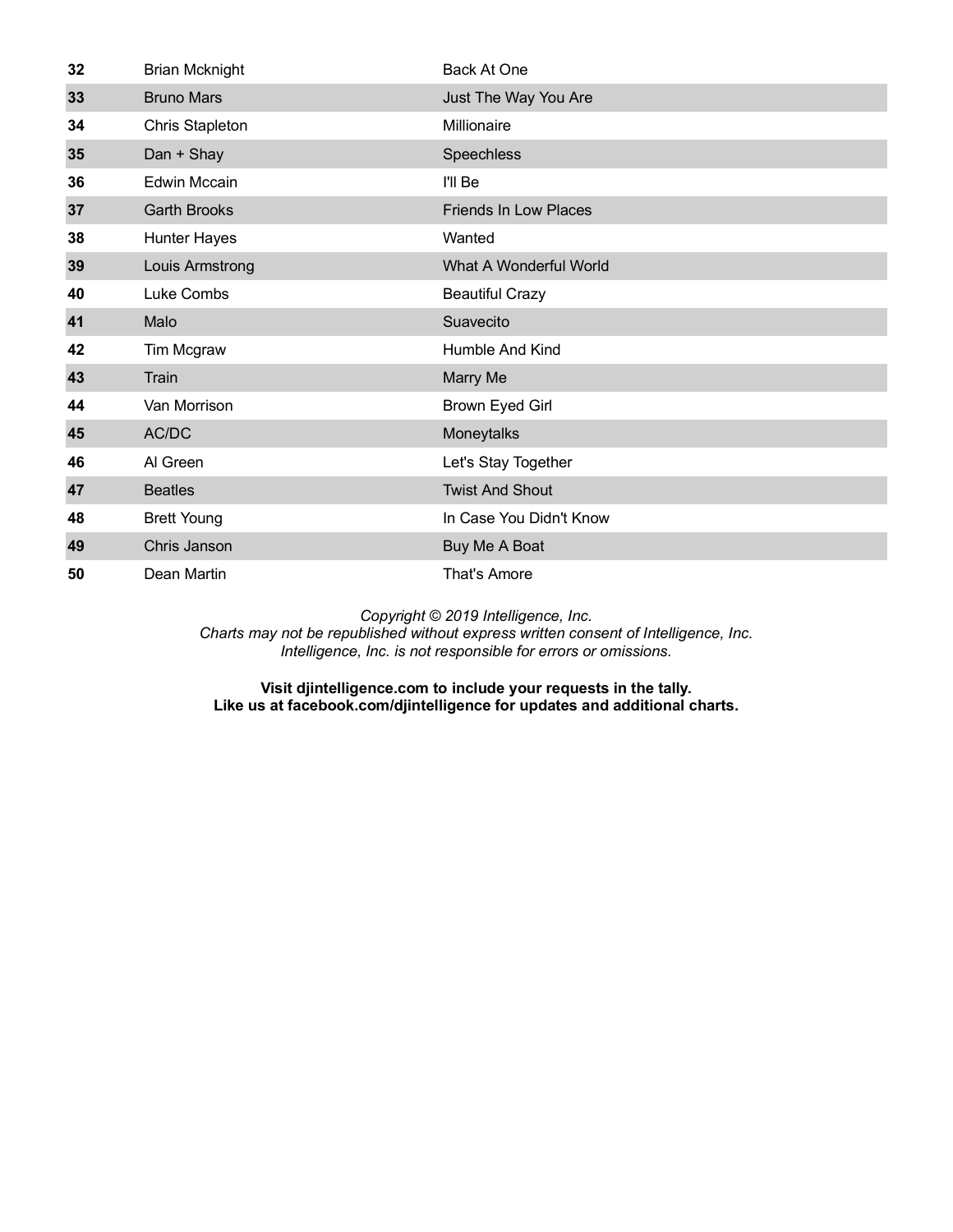| | | |
|---|---|---|
| 32 | Brian Mcknight | Back At One |
| 33 | Bruno Mars | Just The Way You Are |
| 34 | Chris Stapleton | Millionaire |
| 35 | Dan + Shay | Speechless |
| 36 | Edwin Mccain | I'll Be |
| 37 | Garth Brooks | Friends In Low Places |
| 38 | Hunter Hayes | Wanted |
| 39 | Louis Armstrong | What A Wonderful World |
| 40 | Luke Combs | Beautiful Crazy |
| 41 | Malo | Suavecito |
| 42 | Tim Mcgraw | Humble And Kind |
| 43 | Train | Marry Me |
| 44 | Van Morrison | Brown Eyed Girl |
| 45 | AC/DC | Moneytalks |
| 46 | Al Green | Let's Stay Together |
| 47 | Beatles | Twist And Shout |
| 48 | Brett Young | In Case You Didn't Know |
| 49 | Chris Janson | Buy Me A Boat |
| 50 | Dean Martin | That's Amore |

*Copyright © 2019 Intelligence, Inc.*
*Charts may not be republished without express written consent of Intelligence, Inc.*
*Intelligence, Inc. is not responsible for errors or omissions.*

**Visit djintelligence.com to include your requests in the tally.**
**Like us at facebook.com/djintelligence for updates and additional charts.**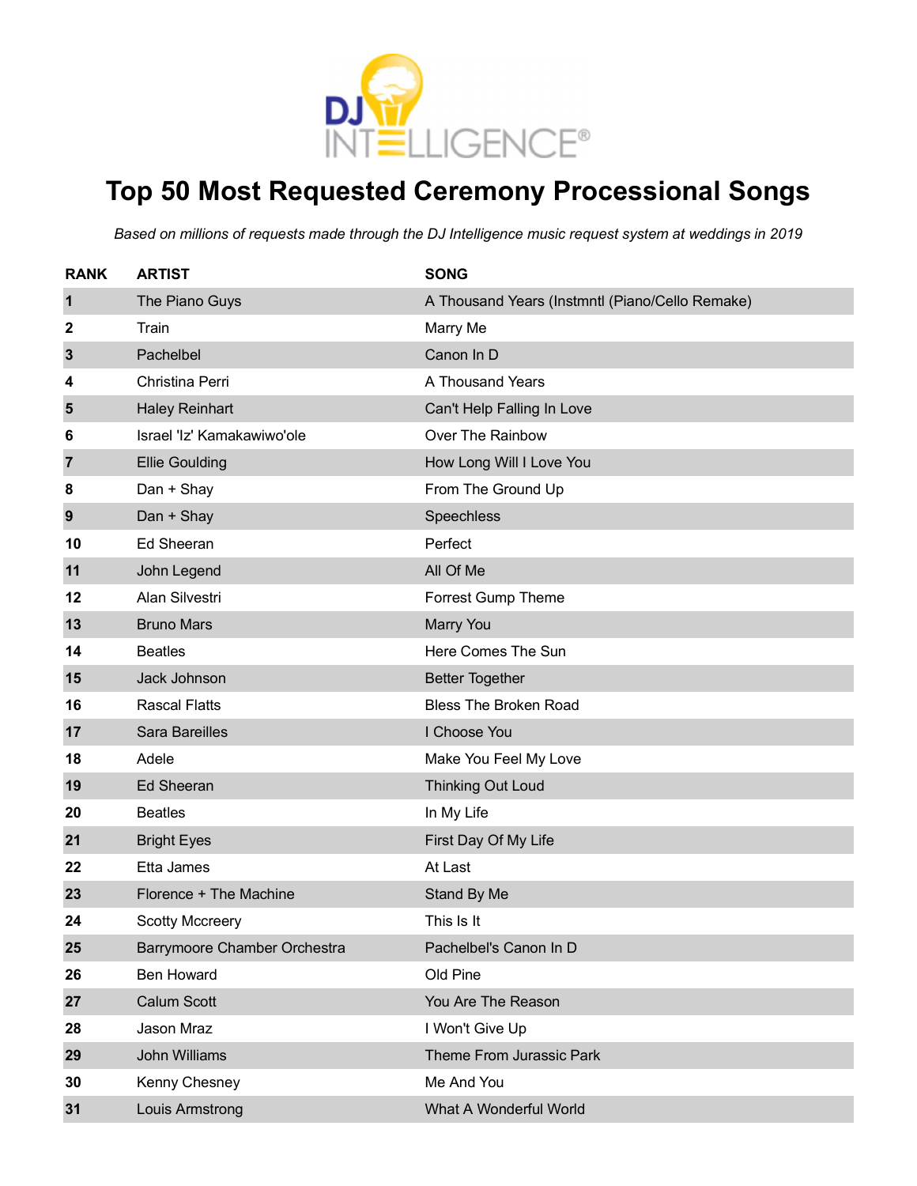# Top 50 Most Requested Ceremony Processional Songs

*Based on millions of requests made through the DJ Intelligence music request system at weddings in 2019*

| RANK | ARTIST | SONG |
|---|---|---|
| 1 | The Piano Guys | A Thousand Years (Instmntl (Piano/Cello Remake) |
| 2 | Train | Marry Me |
| 3 | Pachelbel | Canon In D |
| 4 | Christina Perri | A Thousand Years |
| 5 | Haley Reinhart | Can't Help Falling In Love |
| 6 | Israel 'Iz' Kamakawiwo'ole | Over The Rainbow |
| 7 | Ellie Goulding | How Long Will I Love You |
| 8 | Dan + Shay | From The Ground Up |
| 9 | Dan + Shay | Speechless |
| 10 | Ed Sheeran | Perfect |
| 11 | John Legend | All Of Me |
| 12 | Alan Silvestri | Forrest Gump Theme |
| 13 | Bruno Mars | Marry You |
| 14 | Beatles | Here Comes The Sun |
| 15 | Jack Johnson | Better Together |
| 16 | Rascal Flatts | Bless The Broken Road |
| 17 | Sara Bareilles | I Choose You |
| 18 | Adele | Make You Feel My Love |
| 19 | Ed Sheeran | Thinking Out Loud |
| 20 | Beatles | In My Life |
| 21 | Bright Eyes | First Day Of My Life |
| 22 | Etta James | At Last |
| 23 | Florence + The Machine | Stand By Me |
| 24 | Scotty Mccreery | This Is It |
| 25 | Barrymoore Chamber Orchestra | Pachelbel's Canon In D |
| 26 | Ben Howard | Old Pine |
| 27 | Calum Scott | You Are The Reason |
| 28 | Jason Mraz | I Won't Give Up |
| 29 | John Williams | Theme From Jurassic Park |
| 30 | Kenny Chesney | Me And You |
| 31 | Louis Armstrong | What A Wonderful World |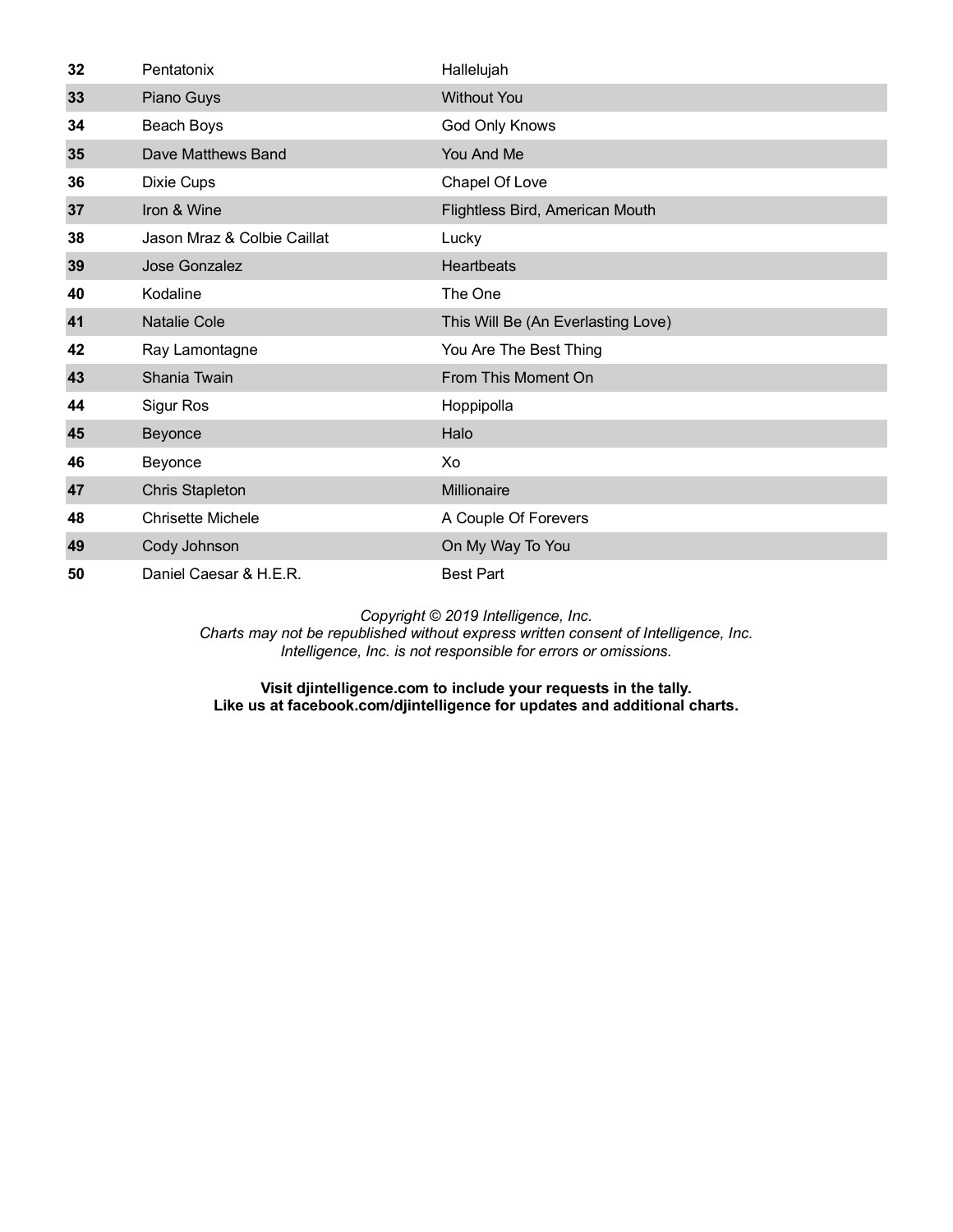| | | |
|---|---|---|
| **32** | Pentatonix | Hallelujah |
| **33** | Piano Guys | Without You |
| **34** | Beach Boys | God Only Knows |
| **35** | Dave Matthews Band | You And Me |
| **36** | Dixie Cups | Chapel Of Love |
| **37** | Iron & Wine | Flightless Bird, American Mouth |
| **38** | Jason Mraz & Colbie Caillat | Lucky |
| **39** | Jose Gonzalez | Heartbeats |
| **40** | Kodaline | The One |
| **41** | Natalie Cole | This Will Be (An Everlasting Love) |
| **42** | Ray Lamontagne | You Are The Best Thing |
| **43** | Shania Twain | From This Moment On |
| **44** | Sigur Ros | Hoppipolla |
| **45** | Beyonce | Halo |
| **46** | Beyonce | Xo |
| **47** | Chris Stapleton | Millionaire |
| **48** | Chrisette Michele | A Couple Of Forevers |
| **49** | Cody Johnson | On My Way To You |
| **50** | Daniel Caesar & H.E.R. | Best Part |

*Copyright © 2019 Intelligence, Inc.*
*Charts may not be republished without express written consent of Intelligence, Inc.*
*Intelligence, Inc. is not responsible for errors or omissions.*

**Visit djintelligence.com to include your requests in the tally.**
**Like us at facebook.com/djintelligence for updates and additional charts.**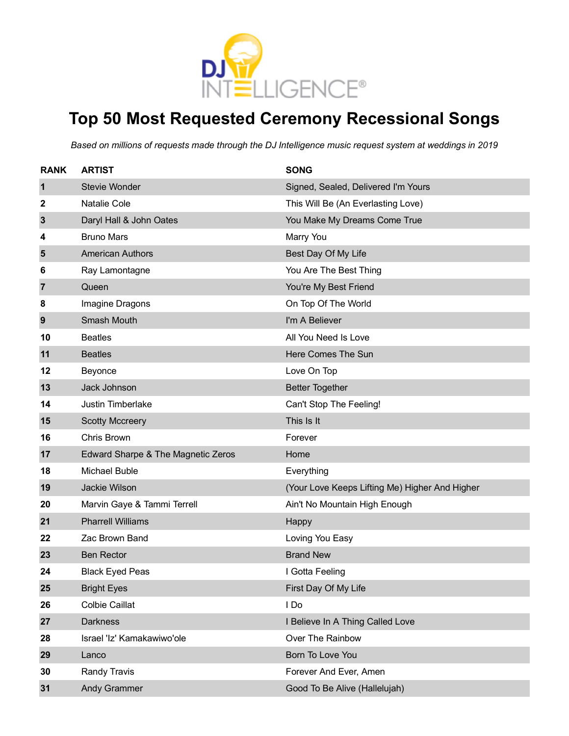# Top 50 Most Requested Ceremony Recessional Songs

*Based on millions of requests made through the DJ Intelligence music request system at weddings in 2019*

| RANK | ARTIST | SONG |
|---|---|---|
| 1 | Stevie Wonder | Signed, Sealed, Delivered I'm Yours |
| 2 | Natalie Cole | This Will Be (An Everlasting Love) |
| 3 | Daryl Hall & John Oates | You Make My Dreams Come True |
| 4 | Bruno Mars | Marry You |
| 5 | American Authors | Best Day Of My Life |
| 6 | Ray Lamontagne | You Are The Best Thing |
| 7 | Queen | You're My Best Friend |
| 8 | Imagine Dragons | On Top Of The World |
| 9 | Smash Mouth | I'm A Believer |
| 10 | Beatles | All You Need Is Love |
| 11 | Beatles | Here Comes The Sun |
| 12 | Beyonce | Love On Top |
| 13 | Jack Johnson | Better Together |
| 14 | Justin Timberlake | Can't Stop The Feeling! |
| 15 | Scotty Mccreery | This Is It |
| 16 | Chris Brown | Forever |
| 17 | Edward Sharpe & The Magnetic Zeros | Home |
| 18 | Michael Buble | Everything |
| 19 | Jackie Wilson | (Your Love Keeps Lifting Me) Higher And Higher |
| 20 | Marvin Gaye & Tammi Terrell | Ain't No Mountain High Enough |
| 21 | Pharrell Williams | Happy |
| 22 | Zac Brown Band | Loving You Easy |
| 23 | Ben Rector | Brand New |
| 24 | Black Eyed Peas | I Gotta Feeling |
| 25 | Bright Eyes | First Day Of My Life |
| 26 | Colbie Caillat | I Do |
| 27 | Darkness | I Believe In A Thing Called Love |
| 28 | Israel 'Iz' Kamakawiwo'ole | Over The Rainbow |
| 29 | Lanco | Born To Love You |
| 30 | Randy Travis | Forever And Ever, Amen |
| 31 | Andy Grammer | Good To Be Alive (Hallelujah) |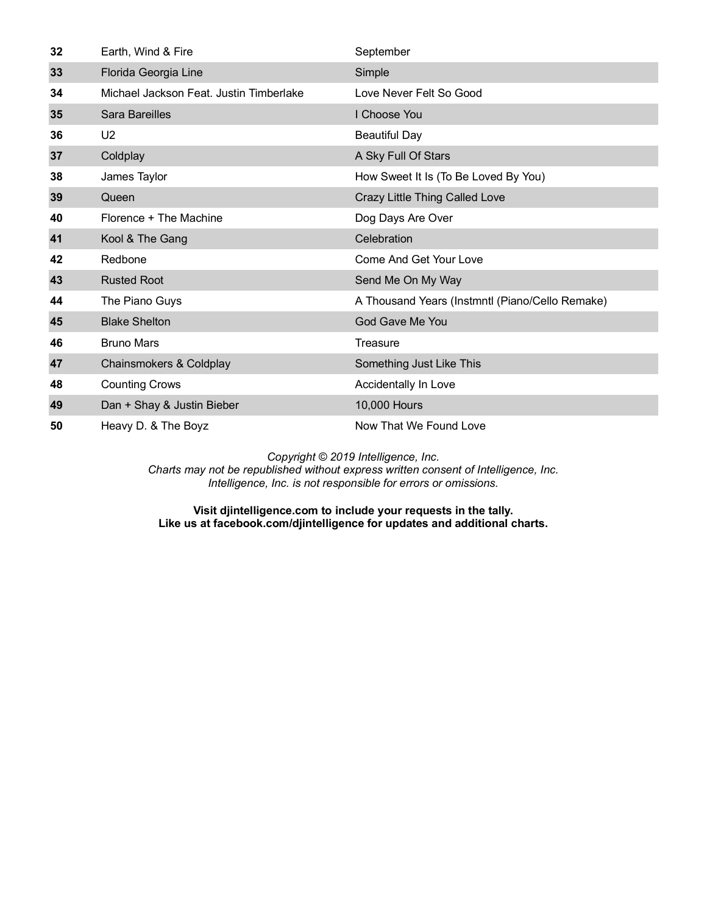| 32 | Earth, Wind & Fire | September |
|---|---|---|
| 33 | Florida Georgia Line | Simple |
| 34 | Michael Jackson Feat. Justin Timberlake | Love Never Felt So Good |
| 35 | Sara Bareilles | I Choose You |
| 36 | U2 | Beautiful Day |
| 37 | Coldplay | A Sky Full Of Stars |
| 38 | James Taylor | How Sweet It Is (To Be Loved By You) |
| 39 | Queen | Crazy Little Thing Called Love |
| 40 | Florence + The Machine | Dog Days Are Over |
| 41 | Kool & The Gang | Celebration |
| 42 | Redbone | Come And Get Your Love |
| 43 | Rusted Root | Send Me On My Way |
| 44 | The Piano Guys | A Thousand Years (Instmntl (Piano/Cello Remake) |
| 45 | Blake Shelton | God Gave Me You |
| 46 | Bruno Mars | Treasure |
| 47 | Chainsmokers & Coldplay | Something Just Like This |
| 48 | Counting Crows | Accidentally In Love |
| 49 | Dan + Shay & Justin Bieber | 10,000 Hours |
| 50 | Heavy D. & The Boyz | Now That We Found Love |

*Copyright © 2019 Intelligence, Inc.*
*Charts may not be republished without express written consent of Intelligence, Inc.*
*Intelligence, Inc. is not responsible for errors or omissions.*

**Visit djintelligence.com to include your requests in the tally.**
**Like us at facebook.com/djintelligence for updates and additional charts.**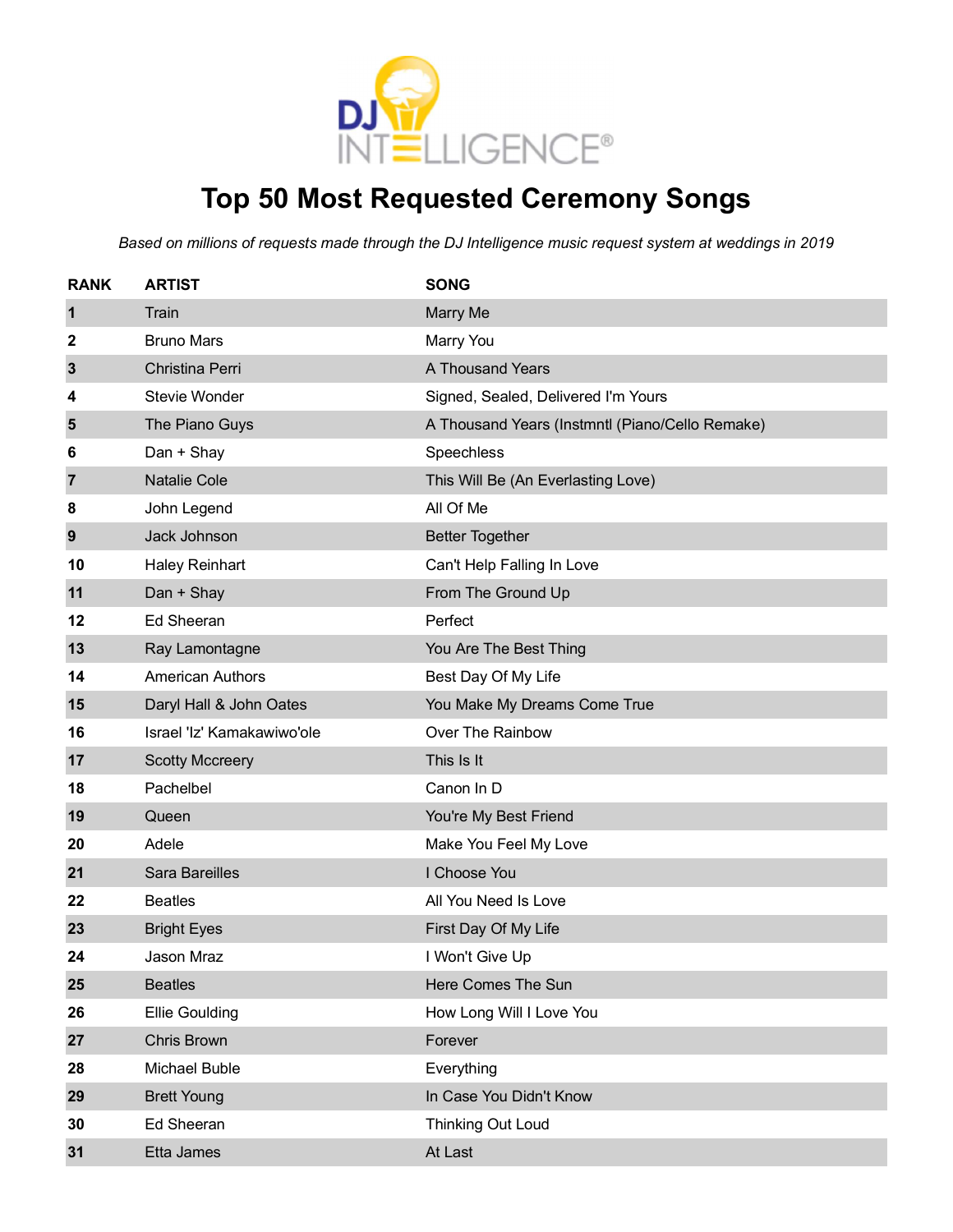# Top 50 Most Requested Ceremony Songs

*Based on millions of requests made through the DJ Intelligence music request system at weddings in 2019*

| RANK | ARTIST | SONG |
|---|---|---|
| 1 | Train | Marry Me |
| 2 | Bruno Mars | Marry You |
| 3 | Christina Perri | A Thousand Years |
| 4 | Stevie Wonder | Signed, Sealed, Delivered I'm Yours |
| 5 | The Piano Guys | A Thousand Years (Instmntl (Piano/Cello Remake) |
| 6 | Dan + Shay | Speechless |
| 7 | Natalie Cole | This Will Be (An Everlasting Love) |
| 8 | John Legend | All Of Me |
| 9 | Jack Johnson | Better Together |
| 10 | Haley Reinhart | Can't Help Falling In Love |
| 11 | Dan + Shay | From The Ground Up |
| 12 | Ed Sheeran | Perfect |
| 13 | Ray Lamontagne | You Are The Best Thing |
| 14 | American Authors | Best Day Of My Life |
| 15 | Daryl Hall & John Oates | You Make My Dreams Come True |
| 16 | Israel 'Iz' Kamakawiwo'ole | Over The Rainbow |
| 17 | Scotty Mccreery | This Is It |
| 18 | Pachelbel | Canon In D |
| 19 | Queen | You're My Best Friend |
| 20 | Adele | Make You Feel My Love |
| 21 | Sara Bareilles | I Choose You |
| 22 | Beatles | All You Need Is Love |
| 23 | Bright Eyes | First Day Of My Life |
| 24 | Jason Mraz | I Won't Give Up |
| 25 | Beatles | Here Comes The Sun |
| 26 | Ellie Goulding | How Long Will I Love You |
| 27 | Chris Brown | Forever |
| 28 | Michael Buble | Everything |
| 29 | Brett Young | In Case You Didn't Know |
| 30 | Ed Sheeran | Thinking Out Loud |
| 31 | Etta James | At Last |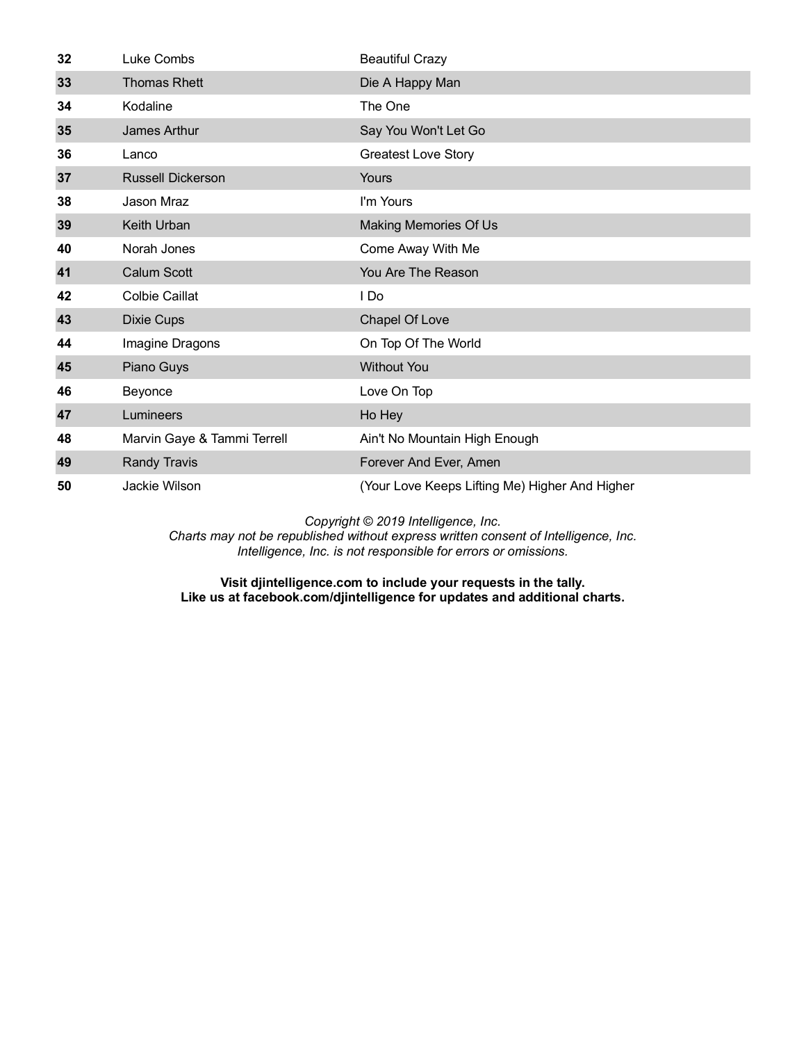| | | |
|---|---|---|
| **32** | Luke Combs | Beautiful Crazy |
| **33** | Thomas Rhett | Die A Happy Man |
| **34** | Kodaline | The One |
| **35** | James Arthur | Say You Won't Let Go |
| **36** | Lanco | Greatest Love Story |
| **37** | Russell Dickerson | Yours |
| **38** | Jason Mraz | I'm Yours |
| **39** | Keith Urban | Making Memories Of Us |
| **40** | Norah Jones | Come Away With Me |
| **41** | Calum Scott | You Are The Reason |
| **42** | Colbie Caillat | I Do |
| **43** | Dixie Cups | Chapel Of Love |
| **44** | Imagine Dragons | On Top Of The World |
| **45** | Piano Guys | Without You |
| **46** | Beyonce | Love On Top |
| **47** | Lumineers | Ho Hey |
| **48** | Marvin Gaye & Tammi Terrell | Ain't No Mountain High Enough |
| **49** | Randy Travis | Forever And Ever, Amen |
| **50** | Jackie Wilson | (Your Love Keeps Lifting Me) Higher And Higher |

*Copyright © 2019 Intelligence, Inc.*
*Charts may not be republished without express written consent of Intelligence, Inc.*
*Intelligence, Inc. is not responsible for errors or omissions.*

**Visit djintelligence.com to include your requests in the tally.**
**Like us at facebook.com/djintelligence for updates and additional charts.**